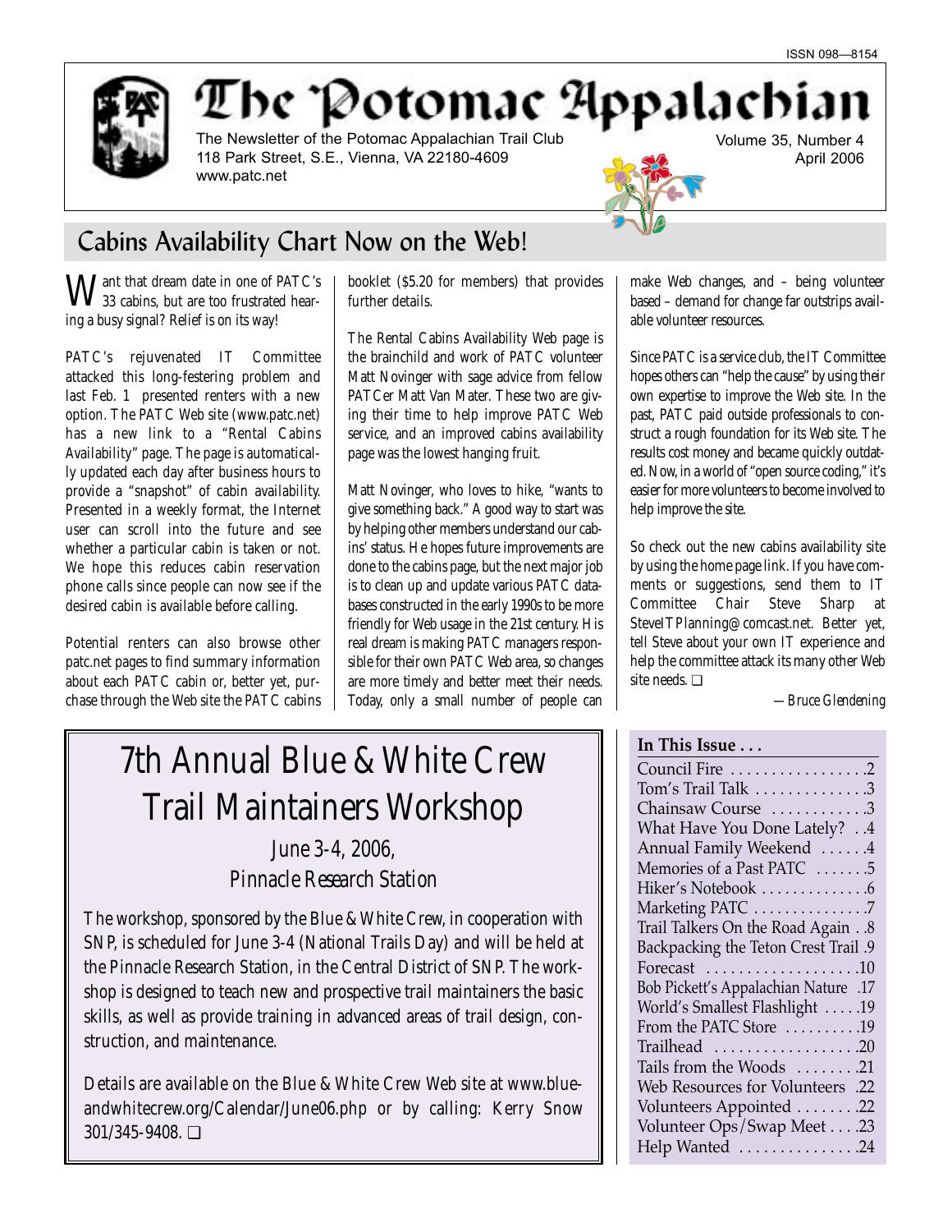ISSN 098—8154

# The Potomac Appalachian

The Newsletter of the Potomac Appalachian Trail Club
118 Park Street, S.E., Vienna, VA 22180-4609
www.patc.net

Volume 35, Number 4
April 2006

## Cabins Availability Chart Now on the Web!

Want that dream date in one of PATC's 33 cabins, but are too frustrated hearing a busy signal? Relief is on its way!

PATC's rejuvenated IT Committee attacked this long-festering problem and last Feb. 1 presented renters with a new option. The PATC Web site (www.patc.net) has a new link to a "Rental Cabins Availability" page. The page is automatically updated each day after business hours to provide a "snapshot" of cabin availability. Presented in a weekly format, the Internet user can scroll into the future and see whether a particular cabin is taken or not. We hope this reduces cabin reservation phone calls since people can now see if the desired cabin is available before calling.

Potential renters can also browse other patc.net pages to find summary information about each PATC cabin or, better yet, purchase through the Web site the PATC cabins booklet ($5.20 for members) that provides further details.

The Rental Cabins Availability Web page is the brainchild and work of PATC volunteer Matt Novinger with sage advice from fellow PATCer Matt Van Mater. These two are giving their time to help improve PATC Web service, and an improved cabins availability page was the lowest hanging fruit.

Matt Novinger, who loves to hike, "wants to give something back." A good way to start was by helping other members understand our cabins' status. He hopes future improvements are done to the cabins page, but the next major job is to clean up and update various PATC databases constructed in the early 1990s to be more friendly for Web usage in the 21st century. His real dream is making PATC managers responsible for their own PATC Web area, so changes are more timely and better meet their needs. Today, only a small number of people can make Web changes, and – being volunteer based – demand for change far outstrips available volunteer resources.

Since PATC is a service club, the IT Committee hopes others can "help the cause" by using their own expertise to improve the Web site. In the past, PATC paid outside professionals to construct a rough foundation for its Web site. The results cost money and became quickly outdated. Now, in a world of "open source coding," it's easier for more volunteers to become involved to help improve the site.

So check out the new cabins availability site by using the home page link. If you have comments or suggestions, send them to IT Committee Chair Steve Sharp at SteveITPlanning@comcast.net. Better yet, tell Steve about your own IT experience and help the committee attack its many other Web site needs. ❑

*—Bruce Glendening*

## 7th Annual Blue & White Crew Trail Maintainers Workshop

### June 3-4, 2006, Pinnacle Research Station

The workshop, sponsored by the Blue & White Crew, in cooperation with SNP, is scheduled for June 3-4 (National Trails Day) and will be held at the Pinnacle Research Station, in the Central District of SNP. The workshop is designed to teach new and prospective trail maintainers the basic skills, as well as provide training in advanced areas of trail design, construction, and maintenance.

Details are available on the Blue & White Crew Web site at www.blueandwhitecrew.org/Calendar/June06.php or by calling: Kerry Snow 301/345-9408. ❑

**In This Issue . . .**

- Council Fire . . . . . . . . . . . . . . . . 2
- Tom's Trail Talk . . . . . . . . . . . . . 3
- Chainsaw Course . . . . . . . . . . . 3
- What Have You Done Lately? . . 4
- Annual Family Weekend . . . . . . 4
- Memories of a Past PATC . . . . . . 5
- Hiker's Notebook . . . . . . . . . . . . 6
- Marketing PATC . . . . . . . . . . . . . 7
- Trail Talkers On the Road Again . . 8
- Backpacking the Teton Crest Trail . 9
- Forecast . . . . . . . . . . . . . . . . . . 10
- Bob Pickett's Appalachian Nature . 17
- World's Smallest Flashlight . . . . . 19
- From the PATC Store . . . . . . . . . 19
- Trailhead . . . . . . . . . . . . . . . . . 20
- Tails from the Woods . . . . . . . . 21
- Web Resources for Volunteers . 22
- Volunteers Appointed . . . . . . . . 22
- Volunteer Ops/Swap Meet . . . . 23
- Help Wanted . . . . . . . . . . . . . . 24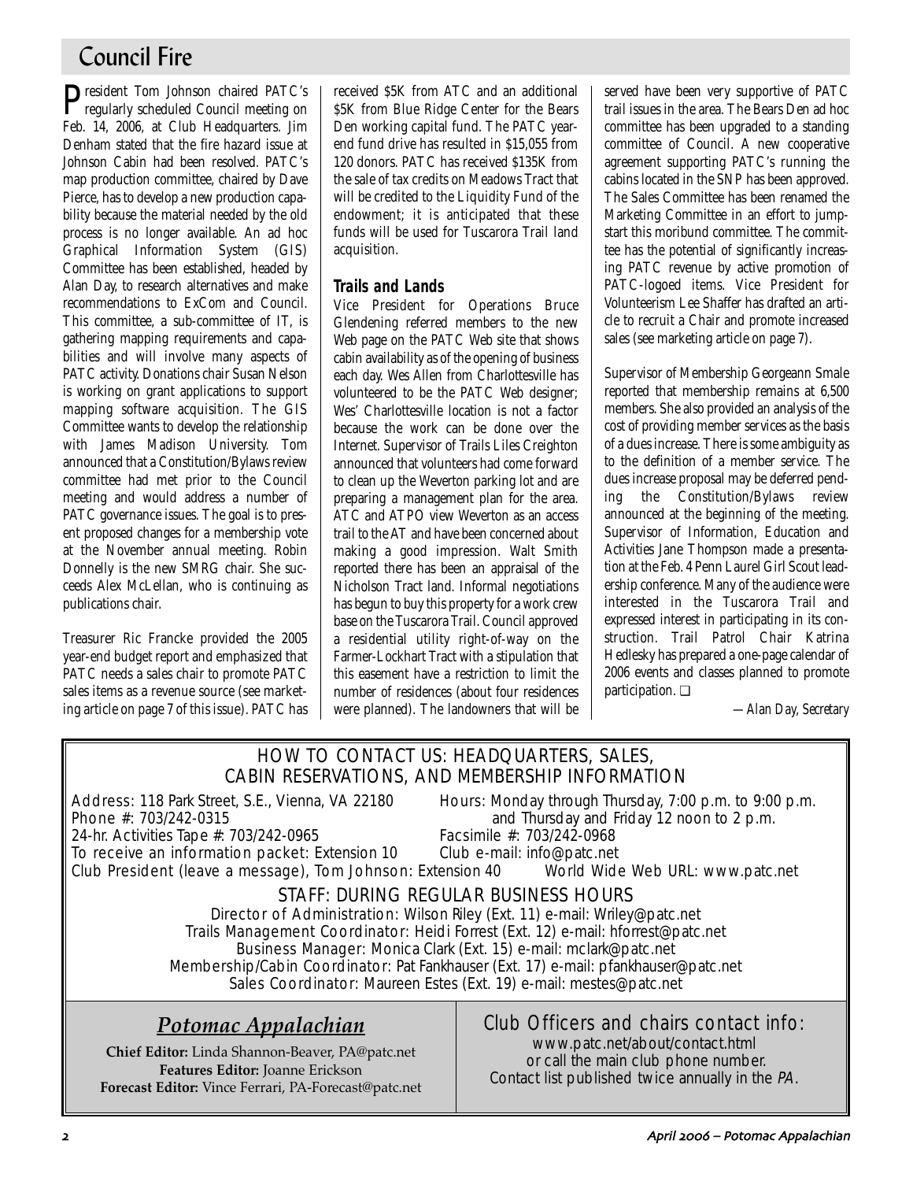# Council Fire

President Tom Johnson chaired PATC's regularly scheduled Council meeting on Feb. 14, 2006, at Club Headquarters. Jim Denham stated that the fire hazard issue at Johnson Cabin had been resolved. PATC's map production committee, chaired by Dave Pierce, has to develop a new production capability because the material needed by the old process is no longer available. An ad hoc Graphical Information System (GIS) Committee has been established, headed by Alan Day, to research alternatives and make recommendations to ExCom and Council. This committee, a sub-committee of IT, is gathering mapping requirements and capabilities and will involve many aspects of PATC activity. Donations chair Susan Nelson is working on grant applications to support mapping software acquisition. The GIS Committee wants to develop the relationship with James Madison University. Tom announced that a Constitution/Bylaws review committee had met prior to the Council meeting and would address a number of PATC governance issues. The goal is to present proposed changes for a membership vote at the November annual meeting. Robin Donnelly is the new SMRG chair. She succeeds Alex McLellan, who is continuing as publications chair.

Treasurer Ric Francke provided the 2005 year-end budget report and emphasized that PATC needs a sales chair to promote PATC sales items as a revenue source (see marketing article on page 7 of this issue). PATC has received $5K from ATC and an additional $5K from Blue Ridge Center for the Bears Den working capital fund. The PATC year-end fund drive has resulted in $15,055 from 120 donors. PATC has received $135K from the sale of tax credits on Meadows Tract that will be credited to the Liquidity Fund of the endowment; it is anticipated that these funds will be used for Tuscarora Trail land acquisition.

### Trails and Lands

Vice President for Operations Bruce Glendening referred members to the new Web page on the PATC Web site that shows cabin availability as of the opening of business each day. Wes Allen from Charlottesville has volunteered to be the PATC Web designer; Wes' Charlottesville location is not a factor because the work can be done over the Internet. Supervisor of Trails Liles Creighton announced that volunteers had come forward to clean up the Weverton parking lot and are preparing a management plan for the area. ATC and ATPO view Weverton as an access trail to the AT and have been concerned about making a good impression. Walt Smith reported there has been an appraisal of the Nicholson Tract land. Informal negotiations has begun to buy this property for a work crew base on the Tuscarora Trail. Council approved a residential utility right-of-way on the Farmer-Lockhart Tract with a stipulation that this easement have a restriction to limit the number of residences (about four residences were planned). The landowners that will be served have been very supportive of PATC trail issues in the area. The Bears Den ad hoc committee has been upgraded to a standing committee of Council. A new cooperative agreement supporting PATC's running the cabins located in the SNP has been approved. The Sales Committee has been renamed the Marketing Committee in an effort to jump-start this moribund committee. The committee has the potential of significantly increasing PATC revenue by active promotion of PATC-logoed items. Vice President for Volunteerism Lee Shaffer has drafted an article to recruit a Chair and promote increased sales (see marketing article on page 7).

Supervisor of Membership Georgeann Smale reported that membership remains at 6,500 members. She also provided an analysis of the cost of providing member services as the basis of a dues increase. There is some ambiguity as to the definition of a member service. The dues increase proposal may be deferred pending the Constitution/Bylaws review announced at the beginning of the meeting. Supervisor of Information, Education and Activities Jane Thompson made a presentation at the Feb. 4 Penn Laurel Girl Scout leadership conference. Many of the audience were interested in the Tuscarora Trail and expressed interest in participating in its construction. Trail Patrol Chair Katrina Hedlesky has prepared a one-page calendar of 2006 events and classes planned to promote participation. ❑

*—Alan Day, Secretary*

---

## HOW TO CONTACT US: HEADQUARTERS, SALES, CABIN RESERVATIONS, AND MEMBERSHIP INFORMATION

Address: 118 Park Street, S.E., Vienna, VA 22180
Phone #: 703/242-0315
24-hr. Activities Tape #: 703/242-0965
To receive an information packet: Extension 10
Club President (leave a message), Tom Johnson: Extension 40

Hours: Monday through Thursday, 7:00 p.m. to 9:00 p.m. and Thursday and Friday 12 noon to 2 p.m.
Facsimile #: 703/242-0968
Club e-mail: info@patc.net
World Wide Web URL: www.patc.net

## STAFF: DURING REGULAR BUSINESS HOURS

Director of Administration: Wilson Riley (Ext. 11) e-mail: Wriley@patc.net
Trails Management Coordinator: Heidi Forrest (Ext. 12) e-mail: hforrest@patc.net
Business Manager: Monica Clark (Ext. 15) e-mail: mclark@patc.net
Membership/Cabin Coordinator: Pat Fankhauser (Ext. 17) e-mail: pfankhauser@patc.net
Sales Coordinator: Maureen Estes (Ext. 19) e-mail: mestes@patc.net

## *Potomac Appalachian*

**Chief Editor:** Linda Shannon-Beaver, PA@patc.net
**Features Editor:** Joanne Erickson
**Forecast Editor:** Vince Ferrari, PA-Forecast@patc.net

## Club Officers and chairs contact info:

www.patc.net/about/contact.html
or call the main club phone number.
Contact list published twice annually in the *PA*.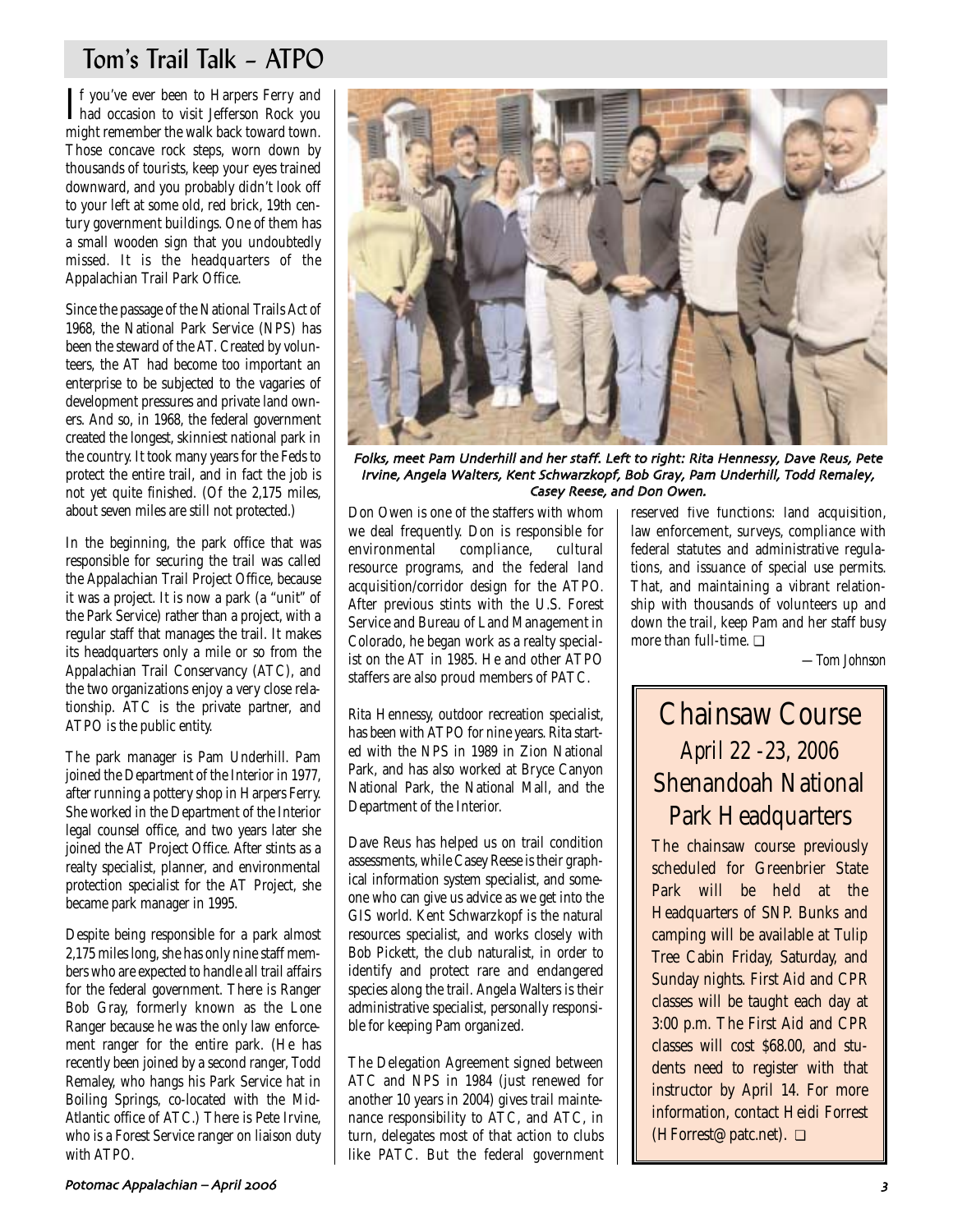## Tom's Trail Talk – ATPO

If you've ever been to Harpers Ferry and had occasion to visit Jefferson Rock you might remember the walk back toward town. Those concave rock steps, worn down by thousands of tourists, keep your eyes trained downward, and you probably didn't look off to your left at some old, red brick, 19th century government buildings. One of them has a small wooden sign that you undoubtedly missed. It is the headquarters of the Appalachian Trail Park Office.

Since the passage of the National Trails Act of 1968, the National Park Service (NPS) has been the steward of the AT. Created by volunteers, the AT had become too important an enterprise to be subjected to the vagaries of development pressures and private land owners. And so, in 1968, the federal government created the longest, skinniest national park in the country. It took many years for the Feds to protect the entire trail, and in fact the job is not yet quite finished. (Of the 2,175 miles, about seven miles are still not protected.)

In the beginning, the park office that was responsible for securing the trail was called the Appalachian Trail Project Office, because it was a project. It is now a park (a "unit" of the Park Service) rather than a project, with a regular staff that manages the trail. It makes its headquarters only a mile or so from the Appalachian Trail Conservancy (ATC), and the two organizations enjoy a very close relationship. ATC is the private partner, and ATPO is the public entity.

The park manager is Pam Underhill. Pam joined the Department of the Interior in 1977, after running a pottery shop in Harpers Ferry. She worked in the Department of the Interior legal counsel office, and two years later she joined the AT Project Office. After stints as a realty specialist, planner, and environmental protection specialist for the AT Project, she became park manager in 1995.

Despite being responsible for a park almost 2,175 miles long, she has only nine staff members who are expected to handle all trail affairs for the federal government. There is Ranger Bob Gray, formerly known as the Lone Ranger because he was the only law enforcement ranger for the entire park. (He has recently been joined by a second ranger, Todd Remaley, who hangs his Park Service hat in Boiling Springs, co-located with the Mid-Atlantic office of ATC.) There is Pete Irvine, who is a Forest Service ranger on liaison duty with ATPO.

*Folks, meet Pam Underhill and her staff. Left to right: Rita Hennessy, Dave Reus, Pete Irvine, Angela Walters, Kent Schwarzkopf, Bob Gray, Pam Underhill, Todd Remaley, Casey Reese, and Don Owen.*

Don Owen is one of the staffers with whom we deal frequently. Don is responsible for environmental compliance, cultural resource programs, and the federal land acquisition/corridor design for the ATPO. After previous stints with the U.S. Forest Service and Bureau of Land Management in Colorado, he began work as a realty specialist on the AT in 1985. He and other ATPO staffers are also proud members of PATC.

Rita Hennessy, outdoor recreation specialist, has been with ATPO for nine years. Rita started with the NPS in 1989 in Zion National Park, and has also worked at Bryce Canyon National Park, the National Mall, and the Department of the Interior.

Dave Reus has helped us on trail condition assessments, while Casey Reese is their graphical information system specialist, and someone who can give us advice as we get into the GIS world. Kent Schwarzkopf is the natural resources specialist, and works closely with Bob Pickett, the club naturalist, in order to identify and protect rare and endangered species along the trail. Angela Walters is their administrative specialist, personally responsible for keeping Pam organized.

The Delegation Agreement signed between ATC and NPS in 1984 (just renewed for another 10 years in 2004) gives trail maintenance responsibility to ATC, and ATC, in turn, delegates most of that action to clubs like PATC. But the federal government reserved five functions: land acquisition, law enforcement, surveys, compliance with federal statutes and administrative regulations, and issuance of special use permits. That, and maintaining a vibrant relationship with thousands of volunteers up and down the trail, keep Pam and her staff busy more than full-time. ❑

*—Tom Johnson*

## Chainsaw Course

### April 22 -23, 2006
### Shenandoah National Park Headquarters

The chainsaw course previously scheduled for Greenbrier State Park will be held at the Headquarters of SNP. Bunks and camping will be available at Tulip Tree Cabin Friday, Saturday, and Sunday nights. First Aid and CPR classes will be taught each day at 3:00 p.m. The First Aid and CPR classes will cost $68.00, and students need to register with that instructor by April 14. For more information, contact Heidi Forrest (HForrest@patc.net). ❑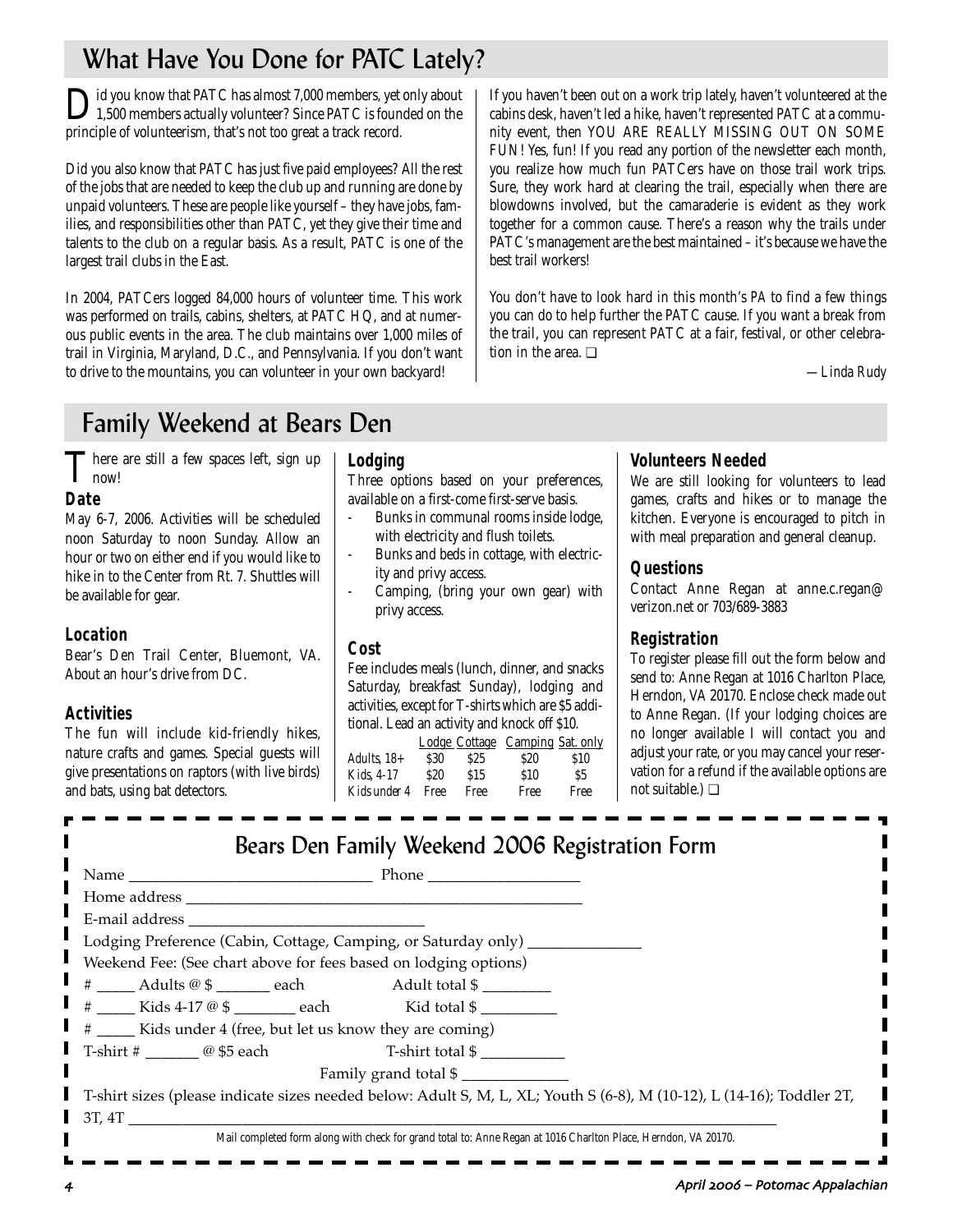## What Have You Done for PATC Lately?

Did you know that PATC has almost 7,000 members, yet only about 1,500 members actually volunteer? Since PATC is founded on the principle of volunteerism, that's not too great a track record.

Did you also know that PATC has just five paid employees? All the rest of the jobs that are needed to keep the club up and running are done by unpaid volunteers. These are people like yourself – they have jobs, families, and responsibilities other than PATC, yet they give their time and talents to the club on a regular basis. As a result, PATC is one of the largest trail clubs in the East.

In 2004, PATCers logged 84,000 hours of volunteer time. This work was performed on trails, cabins, shelters, at PATC HQ, and at numerous public events in the area. The club maintains over 1,000 miles of trail in Virginia, Maryland, D.C., and Pennsylvania. If you don't want to drive to the mountains, you can volunteer in your own backyard!

If you haven't been out on a work trip lately, haven't volunteered at the cabins desk, haven't led a hike, haven't represented PATC at a community event, then YOU ARE REALLY MISSING OUT ON SOME FUN! Yes, fun! If you read any portion of the newsletter each month, you realize how much fun PATCers have on those trail work trips. Sure, they work hard at clearing the trail, especially when there are blowdowns involved, but the camaraderie is evident as they work together for a common cause. There's a reason why the trails under PATC's management are the best maintained – it's because we have the best trail workers!

You don't have to look hard in this month's *PA* to find a few things you can do to help further the PATC cause. If you want a break from the trail, you can represent PATC at a fair, festival, or other celebration in the area. ❑

*—Linda Rudy*

## Family Weekend at Bears Den

There are still a few spaces left, sign up now!

### Date

May 6-7, 2006. Activities will be scheduled noon Saturday to noon Sunday. Allow an hour or two on either end if you would like to hike in to the Center from Rt. 7. Shuttles will be available for gear.

### Location

Bear's Den Trail Center, Bluemont, VA. About an hour's drive from DC.

### Activities

The fun will include kid-friendly hikes, nature crafts and games. Special guests will give presentations on raptors (with live birds) and bats, using bat detectors.

### Lodging

Three options based on your preferences, available on a first-come first-serve basis.

- Bunks in communal rooms inside lodge, with electricity and flush toilets.
- Bunks and beds in cottage, with electricity and privy access.
- Camping, (bring your own gear) with privy access.

### Cost

Fee includes meals (lunch, dinner, and snacks Saturday, breakfast Sunday), lodging and activities, except for T-shirts which are $5 additional. Lead an activity and knock off $10.

| | Lodge | Cottage | Camping | Sat. only |
|---|---|---|---|---|
| Adults, 18+ | $30 | $25 | $20 | $10 |
| Kids, 4-17 | $20 | $15 | $10 | $5 |
| Kids under 4 | Free | Free | Free | Free |

### Volunteers Needed

We are still looking for volunteers to lead games, crafts and hikes or to manage the kitchen. Everyone is encouraged to pitch in with meal preparation and general cleanup.

### Questions

Contact Anne Regan at anne.c.regan@verizon.net or 703/689-3883

### Registration

To register please fill out the form below and send to: Anne Regan at 1016 Charlton Place, Herndon, VA 20170. Enclose check made out to Anne Regan. (If your lodging choices are no longer available I will contact you and adjust your rate, or you may cancel your reservation for a refund if the available options are not suitable.) ❑

## Bears Den Family Weekend 2006 Registration Form

Name ______________________________ Phone ___________________

Home address ___________________________________________________

E-mail address ____________________________

Lodging Preference (Cabin, Cottage, Camping, or Saturday only) ______________

Weekend Fee: (See chart above for fees based on lodging options)

\# _____ Adults @ $ _______ each        Adult total $ ________

\# _____ Kids 4-17 @ $ ________ each        Kid total $ _________

\# _____ Kids under 4 (free, but let us know they are coming)

T-shirt # _______ @ $5 each        T-shirt total $ __________

Family grand total $ _____________

T-shirt sizes (please indicate sizes needed below: Adult S, M, L, XL; Youth S (6-8), M (10-12), L (14-16); Toddler 2T, 3T, 4T ______________________________________________

Mail completed form along with check for grand total to: Anne Regan at 1016 Charlton Place, Herndon, VA 20170.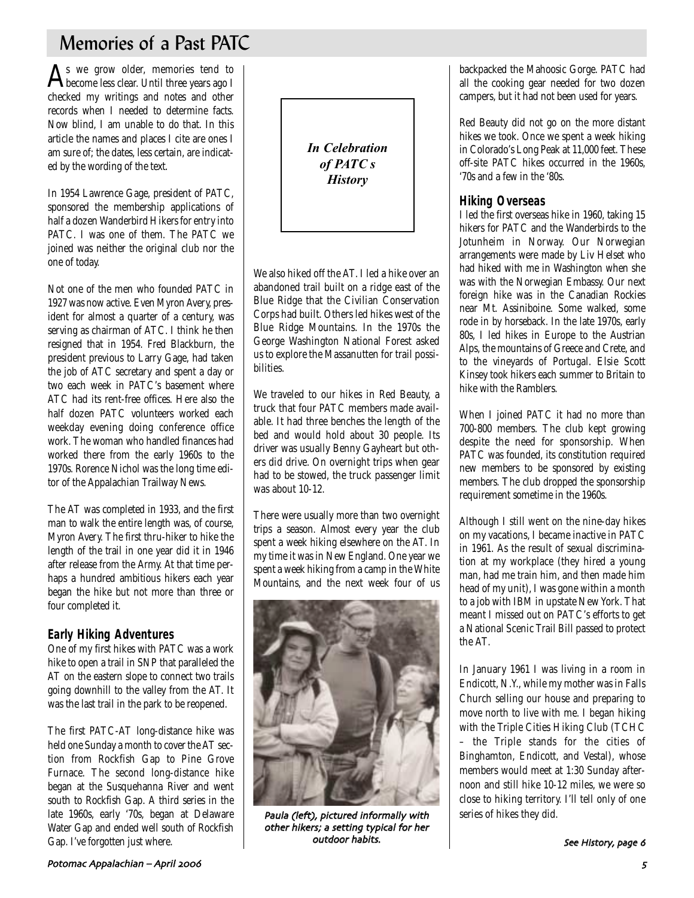# Memories of a Past PATC

As we grow older, memories tend to become less clear. Until three years ago I checked my writings and notes and other records when I needed to determine facts. Now blind, I am unable to do that. In this article the names and places I cite are ones I am sure of; the dates, less certain, are indicated by the wording of the text.

In 1954 Lawrence Gage, president of PATC, sponsored the membership applications of half a dozen Wanderbird Hikers for entry into PATC. I was one of them. The PATC we joined was neither the original club nor the one of today.

Not one of the men who founded PATC in 1927 was now active. Even Myron Avery, president for almost a quarter of a century, was serving as chairman of ATC. I think he then resigned that in 1954. Fred Blackburn, the president previous to Larry Gage, had taken the job of ATC secretary and spent a day or two each week in PATC's basement where ATC had its rent-free offices. Here also the half dozen PATC volunteers worked each weekday evening doing conference office work. The woman who handled finances had worked there from the early 1960s to the 1970s. Rorence Nichol was the long time editor of the Appalachian Trailway News.

The AT was completed in 1933, and the first man to walk the entire length was, of course, Myron Avery. The first thru-hiker to hike the length of the trail in one year did it in 1946 after release from the Army. At that time perhaps a hundred ambitious hikers each year began the hike but not more than three or four completed it.

## Early Hiking Adventures

One of my first hikes with PATC was a work hike to open a trail in SNP that paralleled the AT on the eastern slope to connect two trails going downhill to the valley from the AT. It was the last trail in the park to be reopened.

The first PATC-AT long-distance hike was held one Sunday a month to cover the AT section from Rockfish Gap to Pine Grove Furnace. The second long-distance hike began at the Susquehanna River and went south to Rockfish Gap. A third series in the late 1960s, early '70s, began at Delaware Water Gap and ended well south of Rockfish Gap. I've forgotten just where.

*In Celebration of PATC s History*

We also hiked off the AT. I led a hike over an abandoned trail built on a ridge east of the Blue Ridge that the Civilian Conservation Corps had built. Others led hikes west of the Blue Ridge Mountains. In the 1970s the George Washington National Forest asked us to explore the Massanutten for trail possibilities.

We traveled to our hikes in Red Beauty, a truck that four PATC members made available. It had three benches the length of the bed and would hold about 30 people. Its driver was usually Benny Gayheart but others did drive. On overnight trips when gear had to be stowed, the truck passenger limit was about 10-12.

There were usually more than two overnight trips a season. Almost every year the club spent a week hiking elsewhere on the AT. In my time it was in New England. One year we spent a week hiking from a camp in the White Mountains, and the next week four of us backpacked the Mahoosic Gorge. PATC had all the cooking gear needed for two dozen campers, but it had not been used for years.

Paula (left), pictured informally with other hikers; a setting typical for her outdoor habits.

Red Beauty did not go on the more distant hikes we took. Once we spent a week hiking in Colorado's Long Peak at 11,000 feet. These off-site PATC hikes occurred in the 1960s, '70s and a few in the '80s.

## Hiking Overseas

I led the first overseas hike in 1960, taking 15 hikers for PATC and the Wanderbirds to the Jotunheim in Norway. Our Norwegian arrangements were made by Liv Helset who had hiked with me in Washington when she was with the Norwegian Embassy. Our next foreign hike was in the Canadian Rockies near Mt. Assiniboine. Some walked, some rode in by horseback. In the late 1970s, early 80s, I led hikes in Europe to the Austrian Alps, the mountains of Greece and Crete, and to the vineyards of Portugal. Elsie Scott Kinsey took hikers each summer to Britain to hike with the Ramblers.

When I joined PATC it had no more than 700-800 members. The club kept growing despite the need for sponsorship. When PATC was founded, its constitution required new members to be sponsored by existing members. The club dropped the sponsorship requirement sometime in the 1960s.

Although I still went on the nine-day hikes on my vacations, I became inactive in PATC in 1961. As the result of sexual discrimination at my workplace (they hired a young man, had me train him, and then made him head of my unit), I was gone within a month to a job with IBM in upstate New York. That meant I missed out on PATC's efforts to get a National Scenic Trail Bill passed to protect the AT.

In January 1961 I was living in a room in Endicott, N.Y., while my mother was in Falls Church selling our house and preparing to move north to live with me. I began hiking with the Triple Cities Hiking Club (TCHC – the Triple stands for the cities of Binghamton, Endicott, and Vestal), whose members would meet at 1:30 Sunday afternoon and still hike 10-12 miles, we were so close to hiking territory. I'll tell only of one series of hikes they did.

*See History, page 6*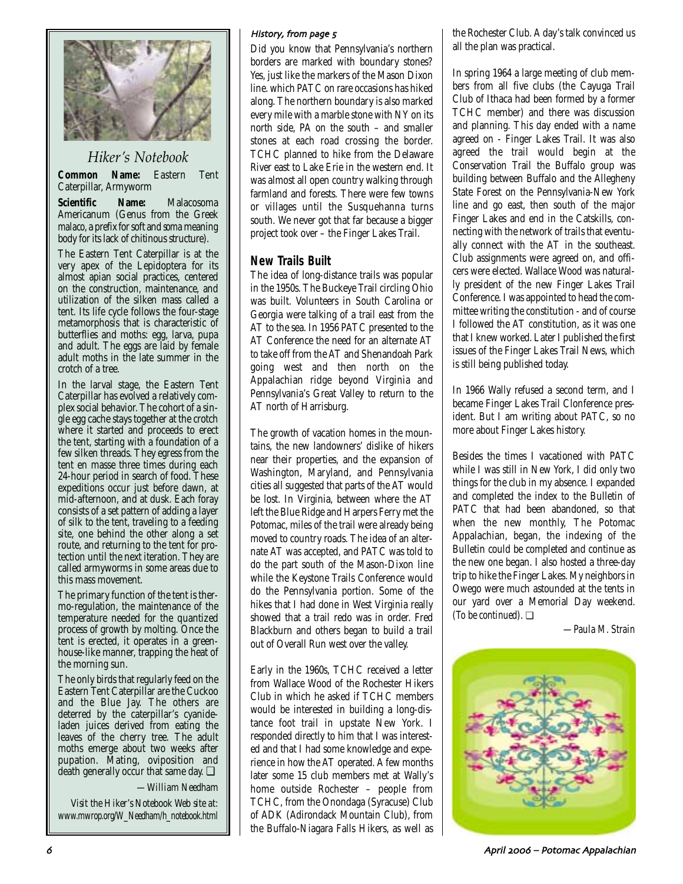## *Hiker's Notebook*

**Common Name:** Eastern Tent Caterpillar, Armyworm

**Scientific Name:** Malacosoma Americanum (Genus from the Greek *malaco*, a prefix for soft and *soma* meaning body for its lack of chitinous structure).

The Eastern Tent Caterpillar is at the very apex of the Lepidoptera for its almost apian social practices, centered on the construction, maintenance, and utilization of the silken mass called a tent. Its life cycle follows the four-stage metamorphosis that is characteristic of butterflies and moths: egg, larva, pupa and adult. The eggs are laid by female adult moths in the late summer in the crotch of a tree.

In the larval stage, the Eastern Tent Caterpillar has evolved a relatively complex social behavior. The cohort of a single egg cache stays together at the crotch where it started and proceeds to erect the tent, starting with a foundation of a few silken threads. They egress from the tent en masse three times during each 24-hour period in search of food. These expeditions occur just before dawn, at mid-afternoon, and at dusk. Each foray consists of a set pattern of adding a layer of silk to the tent, traveling to a feeding site, one behind the other along a set route, and returning to the tent for protection until the next iteration. They are called armyworms in some areas due to this mass movement.

The primary function of the tent is thermo-regulation, the maintenance of the temperature needed for the quantized process of growth by molting. Once the tent is erected, it operates in a greenhouse-like manner, trapping the heat of the morning sun.

The only birds that regularly feed on the Eastern Tent Caterpillar are the Cuckoo and the Blue Jay. The others are deterred by the caterpillar's cyanide-laden juices derived from eating the leaves of the cherry tree. The adult moths emerge about two weeks after pupation. Mating, oviposition and death generally occur that same day. ❑

*—William Needham*

*Visit the Hiker's Notebook Web site at: www.mwrop.org/W_Needham/h_notebook.html*

*History, from page 5*

Did you know that Pennsylvania's northern borders are marked with boundary stones? Yes, just like the markers of the Mason Dixon line. which PATC on rare occasions has hiked along. The northern boundary is also marked every mile with a marble stone with NY on its north side, PA on the south – and smaller stones at each road crossing the border. TCHC planned to hike from the Delaware River east to Lake Erie in the western end. It was almost all open country walking through farmland and forests. There were few towns or villages until the Susquehanna turns south. We never got that far because a bigger project took over – the Finger Lakes Trail.

## New Trails Built

The idea of long-distance trails was popular in the 1950s. The Buckeye Trail circling Ohio was built. Volunteers in South Carolina or Georgia were talking of a trail east from the AT to the sea. In 1956 PATC presented to the AT Conference the need for an alternate AT to take off from the AT and Shenandoah Park going west and then north on the Appalachian ridge beyond Virginia and Pennsylvania's Great Valley to return to the AT north of Harrisburg.

The growth of vacation homes in the mountains, the new landowners' dislike of hikers near their properties, and the expansion of Washington, Maryland, and Pennsylvania cities all suggested that parts of the AT would be lost. In Virginia, between where the AT left the Blue Ridge and Harpers Ferry met the Potomac, miles of the trail were already being moved to country roads. The idea of an alternate AT was accepted, and PATC was told to do the part south of the Mason-Dixon line while the Keystone Trails Conference would do the Pennsylvania portion. Some of the hikes that I had done in West Virginia really showed that a trail redo was in order. Fred Blackburn and others began to build a trail out of Overall Run west over the valley.

Early in the 1960s, TCHC received a letter from Wallace Wood of the Rochester Hikers Club in which he asked if TCHC members would be interested in building a long-distance foot trail in upstate New York. I responded directly to him that I was interested and that I had some knowledge and experience in how the AT operated. A few months later some 15 club members met at Wally's home outside Rochester – people from TCHC, from the Onondaga (Syracuse) Club of ADK (Adirondack Mountain Club), from the Buffalo-Niagara Falls Hikers, as well as the Rochester Club. A day's talk convinced us all the plan was practical.

In spring 1964 a large meeting of club members from all five clubs (the Cayuga Trail Club of Ithaca had been formed by a former TCHC member) and there was discussion and planning. This day ended with a name agreed on - Finger Lakes Trail. It was also agreed the trail would begin at the Conservation Trail the Buffalo group was building between Buffalo and the Allegheny State Forest on the Pennsylvania-New York line and go east, then south of the major Finger Lakes and end in the Catskills, connecting with the network of trails that eventually connect with the AT in the southeast. Club assignments were agreed on, and officers were elected. Wallace Wood was naturally president of the new Finger Lakes Trail Conference. I was appointed to head the committee writing the constitution - and of course I followed the AT constitution, as it was one that I knew worked. Later I published the first issues of the Finger Lakes Trail News, which is still being published today.

In 1966 Wally refused a second term, and I became Finger Lakes Trail Clonference president. But I am writing about PATC, so no more about Finger Lakes history.

Besides the times I vacationed with PATC while I was still in New York, I did only two things for the club in my absence. I expanded and completed the index to the Bulletin of PATC that had been abandoned, so that when the new monthly, The Potomac Appalachian, began, the indexing of the Bulletin could be completed and continue as the new one began. I also hosted a three-day trip to hike the Finger Lakes. My neighbors in Owego were much astounded at the tents in our yard over a Memorial Day weekend. *(To be continued)*. ❑

*—Paula M. Strain*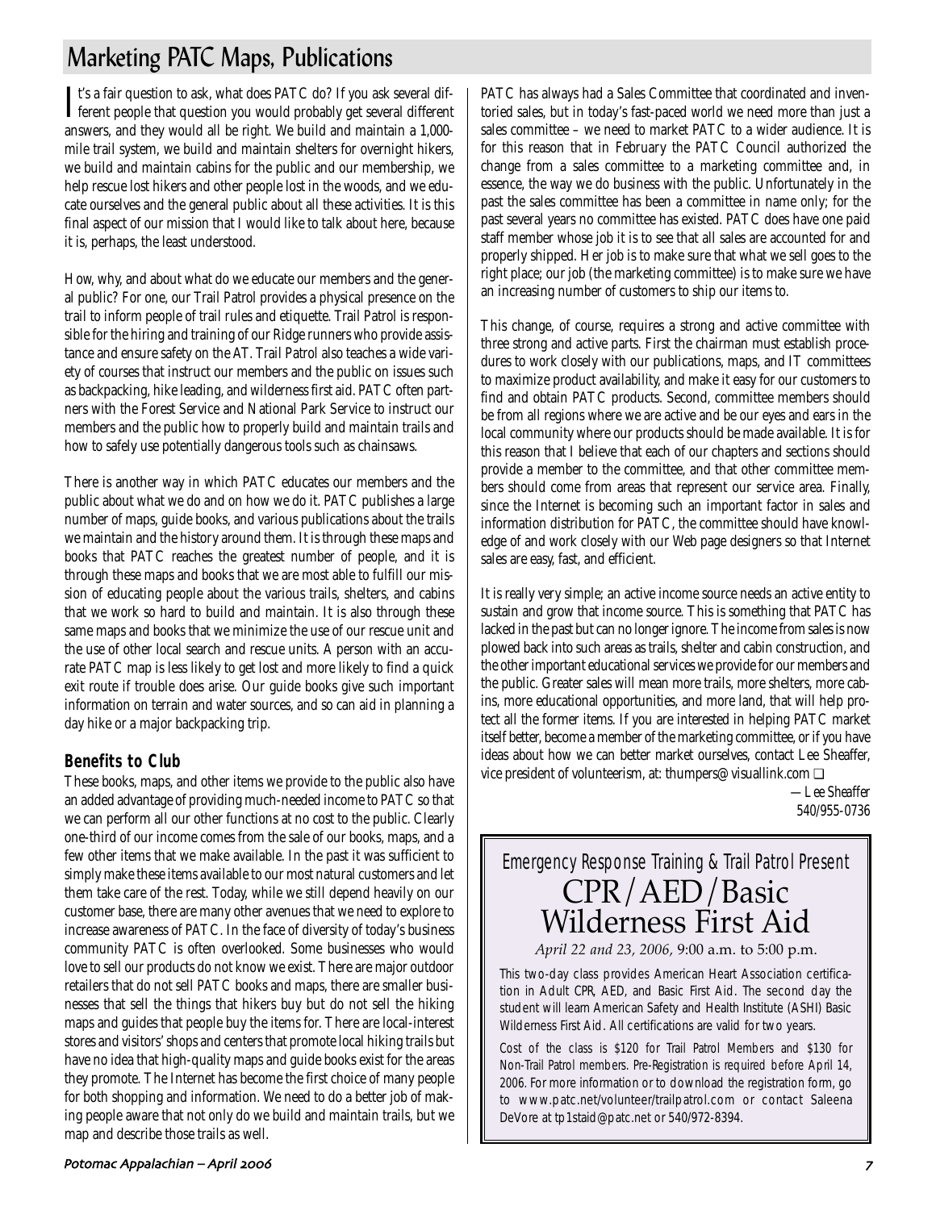# Marketing PATC Maps, Publications

It's a fair question to ask, what does PATC do? If you ask several different people that question you would probably get several different answers, and they would all be right. We build and maintain a 1,000-mile trail system, we build and maintain shelters for overnight hikers, we build and maintain cabins for the public and our membership, we help rescue lost hikers and other people lost in the woods, and we educate ourselves and the general public about all these activities. It is this final aspect of our mission that I would like to talk about here, because it is, perhaps, the least understood.

How, why, and about what do we educate our members and the general public? For one, our Trail Patrol provides a physical presence on the trail to inform people of trail rules and etiquette. Trail Patrol is responsible for the hiring and training of our Ridge runners who provide assistance and ensure safety on the AT. Trail Patrol also teaches a wide variety of courses that instruct our members and the public on issues such as backpacking, hike leading, and wilderness first aid. PATC often partners with the Forest Service and National Park Service to instruct our members and the public how to properly build and maintain trails and how to safely use potentially dangerous tools such as chainsaws.

There is another way in which PATC educates our members and the public about what we do and on how we do it. PATC publishes a large number of maps, guide books, and various publications about the trails we maintain and the history around them. It is through these maps and books that PATC reaches the greatest number of people, and it is through these maps and books that we are most able to fulfill our mission of educating people about the various trails, shelters, and cabins that we work so hard to build and maintain. It is also through these same maps and books that we minimize the use of our rescue unit and the use of other local search and rescue units. A person with an accurate PATC map is less likely to get lost and more likely to find a quick exit route if trouble does arise. Our guide books give such important information on terrain and water sources, and so can aid in planning a day hike or a major backpacking trip.

## Benefits to Club

These books, maps, and other items we provide to the public also have an added advantage of providing much-needed income to PATC so that we can perform all our other functions at no cost to the public. Clearly one-third of our income comes from the sale of our books, maps, and a few other items that we make available. In the past it was sufficient to simply make these items available to our most natural customers and let them take care of the rest. Today, while we still depend heavily on our customer base, there are many other avenues that we need to explore to increase awareness of PATC. In the face of diversity of today's business community PATC is often overlooked. Some businesses who would love to sell our products do not know we exist. There are major outdoor retailers that do not sell PATC books and maps, there are smaller businesses that sell the things that hikers buy but do not sell the hiking maps and guides that people buy the items for. There are local-interest stores and visitors' shops and centers that promote local hiking trails but have no idea that high-quality maps and guide books exist for the areas they promote. The Internet has become the first choice of many people for both shopping and information. We need to do a better job of making people aware that not only do we build and maintain trails, but we map and describe those trails as well.

PATC has always had a Sales Committee that coordinated and inventoried sales, but in today's fast-paced world we need more than just a sales committee – we need to market PATC to a wider audience. It is for this reason that in February the PATC Council authorized the change from a sales committee to a marketing committee and, in essence, the way we do business with the public. Unfortunately in the past the sales committee has been a committee in name only; for the past several years no committee has existed. PATC does have one paid staff member whose job it is to see that all sales are accounted for and properly shipped. Her job is to make sure that what we sell goes to the right place; our job (the marketing committee) is to make sure we have an increasing number of customers to ship our items to.

This change, of course, requires a strong and active committee with three strong and active parts. First the chairman must establish procedures to work closely with our publications, maps, and IT committees to maximize product availability, and make it easy for our customers to find and obtain PATC products. Second, committee members should be from all regions where we are active and be our eyes and ears in the local community where our products should be made available. It is for this reason that I believe that each of our chapters and sections should provide a member to the committee, and that other committee members should come from areas that represent our service area. Finally, since the Internet is becoming such an important factor in sales and information distribution for PATC, the committee should have knowledge of and work closely with our Web page designers so that Internet sales are easy, fast, and efficient.

It is really very simple; an active income source needs an active entity to sustain and grow that income source. This is something that PATC has lacked in the past but can no longer ignore. The income from sales is now plowed back into such areas as trails, shelter and cabin construction, and the other important educational services we provide for our members and the public. Greater sales will mean more trails, more shelters, more cabins, more educational opportunities, and more land, that will help protect all the former items. If you are interested in helping PATC market itself better, become a member of the marketing committee, or if you have ideas about how we can better market ourselves, contact Lee Sheaffer, vice president of volunteerism, at: thumpers@visuallink.com ❑

—*Lee Sheaffer*
540/955-0736

---

*Emergency Response Training & Trail Patrol Present*

## CPR/AED/Basic Wilderness First Aid

*April 22 and 23, 2006*, 9:00 a.m. to 5:00 p.m.

This two-day class provides American Heart Association certification in Adult CPR, AED, and Basic First Aid. The second day the student will learn American Safety and Health Institute (ASHI) Basic Wilderness First Aid. All certifications are valid for two years.

Cost of the class is $120 for Trail Patrol Members and $130 for Non-Trail Patrol members. Pre-Registration is required before April 14, 2006. For more information or to download the registration form, go to www.patc.net/volunteer/trailpatrol.com or contact Saleena DeVore at tp1staid@patc.net or 540/972-8394.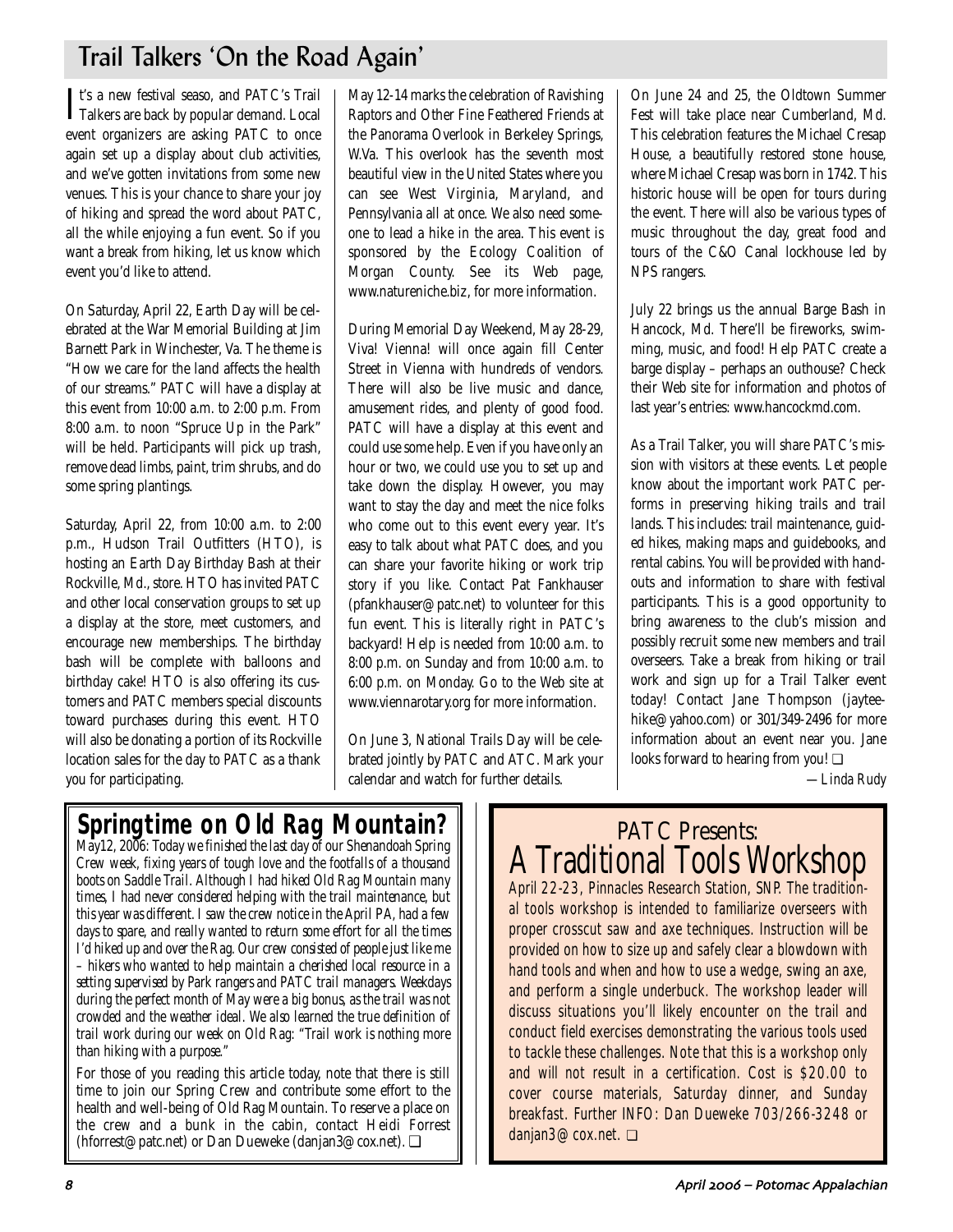## Trail Talkers 'On the Road Again'

It's a new festival seaso, and PATC's Trail Talkers are back by popular demand. Local event organizers are asking PATC to once again set up a display about club activities, and we've gotten invitations from some new venues. This is your chance to share your joy of hiking and spread the word about PATC, all the while enjoying a fun event. So if you want a break from hiking, let us know which event you'd like to attend.

On Saturday, April 22, Earth Day will be celebrated at the War Memorial Building at Jim Barnett Park in Winchester, Va. The theme is "How we care for the land affects the health of our streams." PATC will have a display at this event from 10:00 a.m. to 2:00 p.m. From 8:00 a.m. to noon "Spruce Up in the Park" will be held. Participants will pick up trash, remove dead limbs, paint, trim shrubs, and do some spring plantings.

Saturday, April 22, from 10:00 a.m. to 2:00 p.m., Hudson Trail Outfitters (HTO), is hosting an Earth Day Birthday Bash at their Rockville, Md., store. HTO has invited PATC and other local conservation groups to set up a display at the store, meet customers, and encourage new memberships. The birthday bash will be complete with balloons and birthday cake! HTO is also offering its customers and PATC members special discounts toward purchases during this event. HTO will also be donating a portion of its Rockville location sales for the day to PATC as a thank you for participating.

May 12-14 marks the celebration of Ravishing Raptors and Other Fine Feathered Friends at the Panorama Overlook in Berkeley Springs, W.Va. This overlook has the seventh most beautiful view in the United States where you can see West Virginia, Maryland, and Pennsylvania all at once. We also need someone to lead a hike in the area. This event is sponsored by the Ecology Coalition of Morgan County. See its Web page, www.natureniche.biz, for more information.

During Memorial Day Weekend, May 28-29, Viva! Vienna! will once again fill Center Street in Vienna with hundreds of vendors. There will also be live music and dance, amusement rides, and plenty of good food. PATC will have a display at this event and could use some help. Even if you have only an hour or two, we could use you to set up and take down the display. However, you may want to stay the day and meet the nice folks who come out to this event every year. It's easy to talk about what PATC does, and you can share your favorite hiking or work trip story if you like. Contact Pat Fankhauser (pfankhauser@patc.net) to volunteer for this fun event. This is literally right in PATC's backyard! Help is needed from 10:00 a.m. to 8:00 p.m. on Sunday and from 10:00 a.m. to 6:00 p.m. on Monday. Go to the Web site at www.viennarotary.org for more information.

On June 3, National Trails Day will be celebrated jointly by PATC and ATC. Mark your calendar and watch for further details.

On June 24 and 25, the Oldtown Summer Fest will take place near Cumberland, Md. This celebration features the Michael Cresap House, a beautifully restored stone house, where Michael Cresap was born in 1742. This historic house will be open for tours during the event. There will also be various types of music throughout the day, great food and tours of the C&O Canal lockhouse led by NPS rangers.

July 22 brings us the annual Barge Bash in Hancock, Md. There'll be fireworks, swimming, music, and food! Help PATC create a barge display – perhaps an outhouse? Check their Web site for information and photos of last year's entries: www.hancockmd.com.

As a Trail Talker, you will share PATC's mission with visitors at these events. Let people know about the important work PATC performs in preserving hiking trails and trail lands. This includes: trail maintenance, guided hikes, making maps and guidebooks, and rental cabins. You will be provided with handouts and information to share with festival participants. This is a good opportunity to bring awareness to the club's mission and possibly recruit some new members and trail overseers. Take a break from hiking or trail work and sign up for a Trail Talker event today! Contact Jane Thompson (jayteehike@yahoo.com) or 301/349-2496 for more information about an event near you. Jane looks forward to hearing from you! ❑

*—Linda Rudy*

## Springtime on Old Rag Mountain?

*May12, 2006: Today we finished the last day of our Shenandoah Spring Crew week, fixing years of tough love and the footfalls of a thousand boots on Saddle Trail. Although I had hiked Old Rag Mountain many times, I had never considered helping with the trail maintenance, but this year was different. I saw the crew notice in the April PA, had a few days to spare, and really wanted to return some effort for all the times I'd hiked up and over the Rag. Our crew consisted of people just like me – hikers who wanted to help maintain a cherished local resource in a setting supervised by Park rangers and PATC trail managers. Weekdays during the perfect month of May were a big bonus, as the trail was not crowded and the weather ideal. We also learned the true definition of trail work during our week on Old Rag: "Trail work is nothing more than hiking with a purpose."*

For those of you reading this article today, note that there is still time to join our Spring Crew and contribute some effort to the health and well-being of Old Rag Mountain. To reserve a place on the crew and a bunk in the cabin, contact Heidi Forrest (hforrest@patc.net) or Dan Dueweke (danjan3@cox.net). ❑

## PATC Presents: A Traditional Tools Workshop

April 22-23, Pinnacles Research Station, SNP. The traditional tools workshop is intended to familiarize overseers with proper crosscut saw and axe techniques. Instruction will be provided on how to size up and safely clear a blowdown with hand tools and when and how to use a wedge, swing an axe, and perform a single underbuck. The workshop leader will discuss situations you'll likely encounter on the trail and conduct field exercises demonstrating the various tools used to tackle these challenges. Note that this is a workshop only and will not result in a certification. Cost is $20.00 to cover course materials, Saturday dinner, and Sunday breakfast. Further INFO: Dan Dueweke 703/266-3248 or danjan3@cox.net. ❑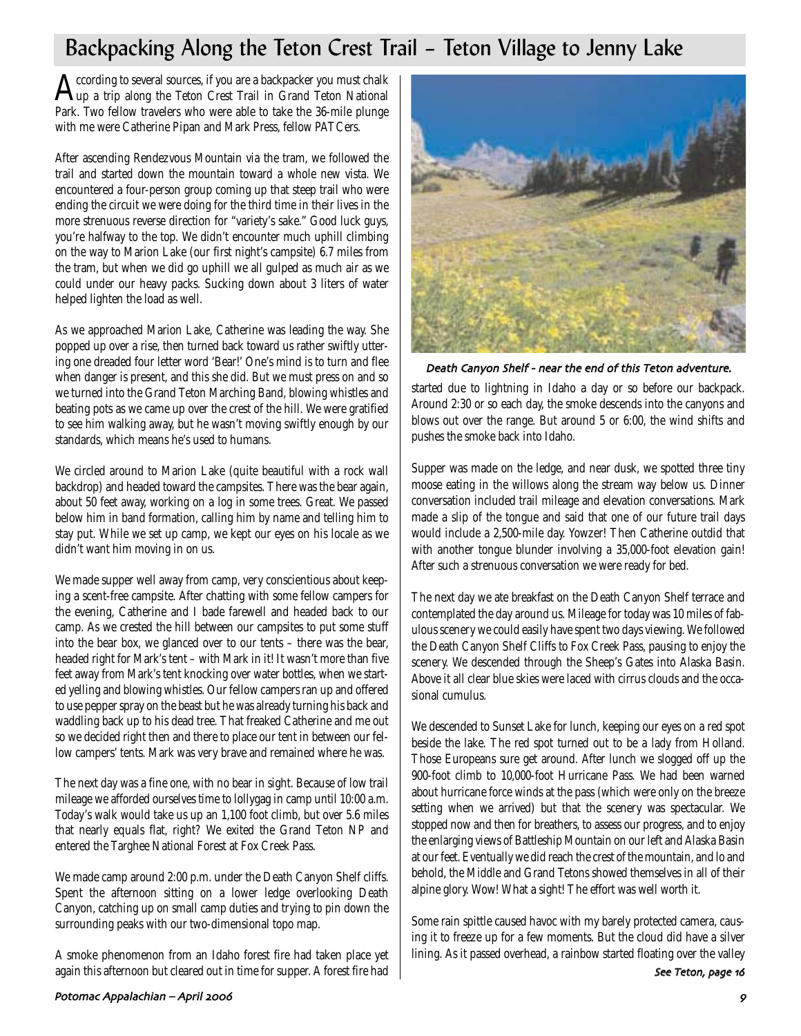# Backpacking Along the Teton Crest Trail – Teton Village to Jenny Lake

According to several sources, if you are a backpacker you must chalk up a trip along the Teton Crest Trail in Grand Teton National Park. Two fellow travelers who were able to take the 36-mile plunge with me were Catherine Pipan and Mark Press, fellow PATCers.

After ascending Rendezvous Mountain via the tram, we followed the trail and started down the mountain toward a whole new vista. We encountered a four-person group coming up that steep trail who were ending the circuit we were doing for the third time in their lives in the more strenuous reverse direction for "variety's sake." Good luck guys, you're halfway to the top. We didn't encounter much uphill climbing on the way to Marion Lake (our first night's campsite) 6.7 miles from the tram, but when we did go uphill we all gulped as much air as we could under our heavy packs. Sucking down about 3 liters of water helped lighten the load as well.

As we approached Marion Lake, Catherine was leading the way. She popped up over a rise, then turned back toward us rather swiftly uttering one dreaded four letter word 'Bear!' One's mind is to turn and flee when danger is present, and this she did. But we must press on and so we turned into the Grand Teton Marching Band, blowing whistles and beating pots as we came up over the crest of the hill. We were gratified to see him walking away, but he wasn't moving swiftly enough by our standards, which means he's used to humans.

We circled around to Marion Lake (quite beautiful with a rock wall backdrop) and headed toward the campsites. There was the bear again, about 50 feet away, working on a log in some trees. Great. We passed below him in band formation, calling him by name and telling him to stay put. While we set up camp, we kept our eyes on his locale as we didn't want him moving in on us.

We made supper well away from camp, very conscientious about keeping a scent-free campsite. After chatting with some fellow campers for the evening, Catherine and I bade farewell and headed back to our camp. As we crested the hill between our campsites to put some stuff into the bear box, we glanced over to our tents – there was the bear, headed right for Mark's tent – with Mark in it! It wasn't more than five feet away from Mark's tent knocking over water bottles, when we started yelling and blowing whistles. Our fellow campers ran up and offered to use pepper spray on the beast but he was already turning his back and waddling back up to his dead tree. That freaked Catherine and me out so we decided right then and there to place our tent in between our fellow campers' tents. Mark was very brave and remained where he was.

The next day was a fine one, with no bear in sight. Because of low trail mileage we afforded ourselves time to lollygag in camp until 10:00 a.m. Today's walk would take us up an 1,100 foot climb, but over 5.6 miles that nearly equals flat, right? We exited the Grand Teton NP and entered the Targhee National Forest at Fox Creek Pass.

We made camp around 2:00 p.m. under the Death Canyon Shelf cliffs. Spent the afternoon sitting on a lower ledge overlooking Death Canyon, catching up on small camp duties and trying to pin down the surrounding peaks with our two-dimensional topo map.

A smoke phenomenon from an Idaho forest fire had taken place yet again this afternoon but cleared out in time for supper. A forest fire had started due to lightning in Idaho a day or so before our backpack. Around 2:30 or so each day, the smoke descends into the canyons and blows out over the range. But around 5 or 6:00, the wind shifts and pushes the smoke back into Idaho.

*Death Canyon Shelf – near the end of this Teton adventure.*

Supper was made on the ledge, and near dusk, we spotted three tiny moose eating in the willows along the stream way below us. Dinner conversation included trail mileage and elevation conversations. Mark made a slip of the tongue and said that one of our future trail days would include a 2,500-mile day. Yowzer! Then Catherine outdid that with another tongue blunder involving a 35,000-foot elevation gain! After such a strenuous conversation we were ready for bed.

The next day we ate breakfast on the Death Canyon Shelf terrace and contemplated the day around us. Mileage for today was 10 miles of fabulous scenery we could easily have spent two days viewing. We followed the Death Canyon Shelf Cliffs to Fox Creek Pass, pausing to enjoy the scenery. We descended through the Sheep's Gates into Alaska Basin. Above it all clear blue skies were laced with cirrus clouds and the occasional cumulus.

We descended to Sunset Lake for lunch, keeping our eyes on a red spot beside the lake. The red spot turned out to be a lady from Holland. Those Europeans sure get around. After lunch we slogged off up the 900-foot climb to 10,000-foot Hurricane Pass. We had been warned about hurricane force winds at the pass (which were only on the breeze setting when we arrived) but that the scenery was spectacular. We stopped now and then for breathers, to assess our progress, and to enjoy the enlarging views of Battleship Mountain on our left and Alaska Basin at our feet. Eventually we did reach the crest of the mountain, and lo and behold, the Middle and Grand Tetons showed themselves in all of their alpine glory. Wow! What a sight! The effort was well worth it.

Some rain spittle caused havoc with my barely protected camera, causing it to freeze up for a few moments. But the cloud did have a silver lining. As it passed overhead, a rainbow started floating over the valley

*See Teton, page 16*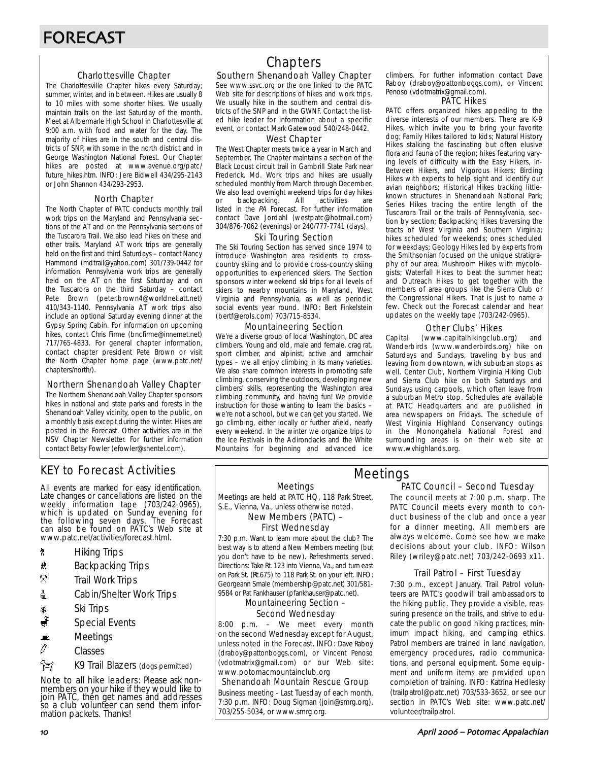# FORECAST

# Chapters

### Charlottesville Chapter

The Charlottesville Chapter hikes every Saturday; summer, winter, and in between. Hikes are usually 8 to 10 miles with some shorter hikes. We usually maintain trails on the last Saturday of the month. Meet at Albermarle High School in Charlottesville at 9:00 a.m. with food and water for the day. The majority of hikes are in the south and central districts of SNP, with some in the north district and in George Washington National Forest. Our Chapter hikes are posted at www.avenue.org/patc/future_hikes.htm. INFO: Jere Bidwell 434/295-2143 or John Shannon 434/293-2953.

### North Chapter

The North Chapter of PATC conducts monthly trail work trips on the Maryland and Pennsylvania sections of the AT and on the Pennsylvania sections of the Tuscarora Trail. We also lead hikes on these and other trails. Maryland AT work trips are generally held on the first and third Saturdays – contact Nancy Hammond (mdtrail@yahoo.com) 301/739-0442 for information. Pennsylvania work trips are generally held on the AT on the first Saturday and on the Tuscarora on the third Saturday – contact Pete Brown (peter.brown4@worldnet.att.net) 410/343-1140. Pennsylvania AT work trips also include an optional Saturday evening dinner at the Gypsy Spring Cabin. For information on upcoming hikes, contact Chris Firme (bncfirme@innernet.net) 717/765-4833. For general chapter information, contact chapter president Pete Brown or visit the North Chapter home page (www.patc.net/chapters/north/).

### Northern Shenandoah Valley Chapter

The Northern Shenandoah Valley Chapter sponsors hikes in national and state parks and forests in the Shenandoah Valley vicinity, open to the public, on a monthly basis except during the winter. Hikes are posted in the Forecast. Other activities are in the NSV Chapter Newsletter. For further information contact Betsy Fowler (efowler@shentel.com).

### Southern Shenandoah Valley Chapter

See www.ssvc.org or the one linked to the PATC Web site for descriptions of hikes and work trips. We usually hike in the southern and central districts of the SNP and in the GWNF. Contact the listed hike leader for information about a specific event, or contact Mark Gatewood 540/248-0442.

### West Chapter

The West Chapter meets twice a year in March and September. The Chapter maintains a section of the Black Locust circuit trail in Gambrill State Park near Frederick, Md. Work trips and hikes are usually scheduled monthly from March through December. We also lead overnight weekend trips for day hikes or backpacking. All activities are listed in the *PA* Forecast. For further information contact Dave Jordahl (westpatc@hotmail.com) 304/876-7062 (evenings) or 240/777-7741 (days).

### Ski Touring Section

The Ski Touring Section has served since 1974 to introduce Washington area residents to cross-country skiing and to provide cross-country skiing opportunities to experienced skiers. The Section sponsors winter weekend ski trips for all levels of skiers to nearby mountains in Maryland, West Virginia and Pennsylvania, as well as periodic social events year round. INFO: Bert Finkelstein (bertf@erols.com) 703/715-8534.

### Mountaineering Section

We're a diverse group of local Washington, DC area climbers. Young and old, male and female, crag rat, sport climber, and alpinist, active and armchair types – we all enjoy climbing in its many varieties. We also share common interests in promoting safe climbing, conserving the outdoors, developing new climbers' skills, representing the Washington area climbing community, and having fun! We provide instruction for those wanting to learn the basics – we're not a school, but we can get you started. We go climbing, either locally or further afield, nearly every weekend. In the winter we organize trips to the Ice Festivals in the Adirondacks and the White Mountains for beginning and advanced ice climbers. For further information contact Dave Raboy (draboy@pattonboggs.com), or Vincent Penoso (vdotmatrix@gmail.com).

### PATC Hikes

PATC offers organized hikes appealing to the diverse interests of our members. There are K-9 Hikes, which invite you to bring your favorite dog; Family Hikes tailored to kids; Natural History Hikes stalking the fascinating but often elusive flora and fauna of the region; hikes featuring varying levels of difficulty with the Easy Hikers, In-Between Hikers, and Vigorous Hikers; Birding Hikes with experts to help sight and identify our avian neighbors; Historical Hikes tracking little-known structures in Shenandoah National Park; Series Hikes tracing the entire length of the Tuscarora Trail or the trails of Pennsylvania, section by section; Backpacking Hikes traversing the tracts of West Virginia and Southern Virginia; hikes scheduled for weekends; ones scheduled for weekdays; Geology Hikes led by experts from the Smithsonian focused on the unique stratigraphy of our area; Mushroom Hikes with mycologists; Waterfall Hikes to beat the summer heat; and Outreach Hikes to get together with the members of area groups like the Sierra Club or the Congressional Hikers. That is just to name a few. Check out the Forecast calendar and hear updates on the weekly tape (703/242-0965).

### Other Clubs' Hikes

Capital (www.capitalhikingclub.org) and Wanderbirds (www.wanderbirds.org) hike on Saturdays and Sundays, traveling by bus and leaving from downtown, with suburban stops as well. Center Club, Northern Virginia Hiking Club and Sierra Club hike on both Saturdays and Sundays using carpools, which often leave from a suburban Metro stop. Schedules are available at PATC Headquarters and are published in area newspapers on Fridays. The schedule of West Virginia Highland Conservancy outings in the Monongahela National Forest and surrounding areas is on their web site at www.wvhighlands.org.

## KEY to Forecast Activities

All events are marked for easy identification. Late changes or cancellations are listed on the weekly information tape (703/242-0965), which is updated on Sunday evening for the following seven days. The Forecast can also be found on PATC's Web site at www.patc.net/activities/forecast.html.

- Hiking Trips
- Backpacking Trips
- Trail Work Trips
- Cabin/Shelter Work Trips
- Ski Trips
- Special Events
- Meetings
- Classes
- K9 Trail Blazers (dogs permitted)

Note to all hike leaders: Please ask nonmembers on your hike if they would like to join PATC, then get names and addresses so a club volunteer can send them information packets. Thanks!

# Meetings

### Meetings

Meetings are held at PATC HQ, 118 Park Street, S.E., Vienna, Va., unless otherwise noted.

### New Members (PATC) – First Wednesday

7:30 p.m. Want to learn more about the club? The best way is to attend a New Members meeting (but you don't have to be new). Refreshments served. Directions: Take Rt. 123 into Vienna, Va., and turn east on Park St. (Rt.675) to 118 Park St. on your left. INFO: Georgeann Smale (membership@patc.net) 301/581-9584 or Pat Fankhauser (pfankhauser@patc.net).

### Mountaineering Section – Second Wednesday

8:00 p.m. – We meet every month on the second Wednesday except for August, unless noted in the Forecast. INFO: Dave Raboy (draboy@pattonboggs.com), or Vincent Penoso (vdotmatrix@gmail.com) or our Web site: www.potomacmountainclub.org

### Shenandoah Mountain Rescue Group

Business meeting - Last Tuesday of each month, 7:30 p.m. INFO: Doug Sigman (join@smrg.org), 703/255-5034, or www.smrg.org.

### PATC Council – Second Tuesday

The council meets at 7:00 p.m. sharp. The PATC Council meets every month to conduct business of the club and once a year for a dinner meeting. All members are always welcome. Come see how we make decisions about your club. INFO: Wilson Riley (wriley@patc.net) 703/242-0693 x11.

### Trail Patrol – First Tuesday

7:30 p.m., except January. Trail Patrol volunteers are PATC's goodwill trail ambassadors to the hiking public. They provide a visible, reassuring presence on the trails, and strive to educate the public on good hiking practices, minimum impact hiking, and camping ethics. Patrol members are trained in land navigation, emergency procedures, radio communications, and personal equipment. Some equipment and uniform items are provided upon completion of training. INFO: Katrina Hedlesky (trailpatrol@patc.net) 703/533-3652, or see our section in PATC's Web site: www.patc.net/volunteer/trailpatrol.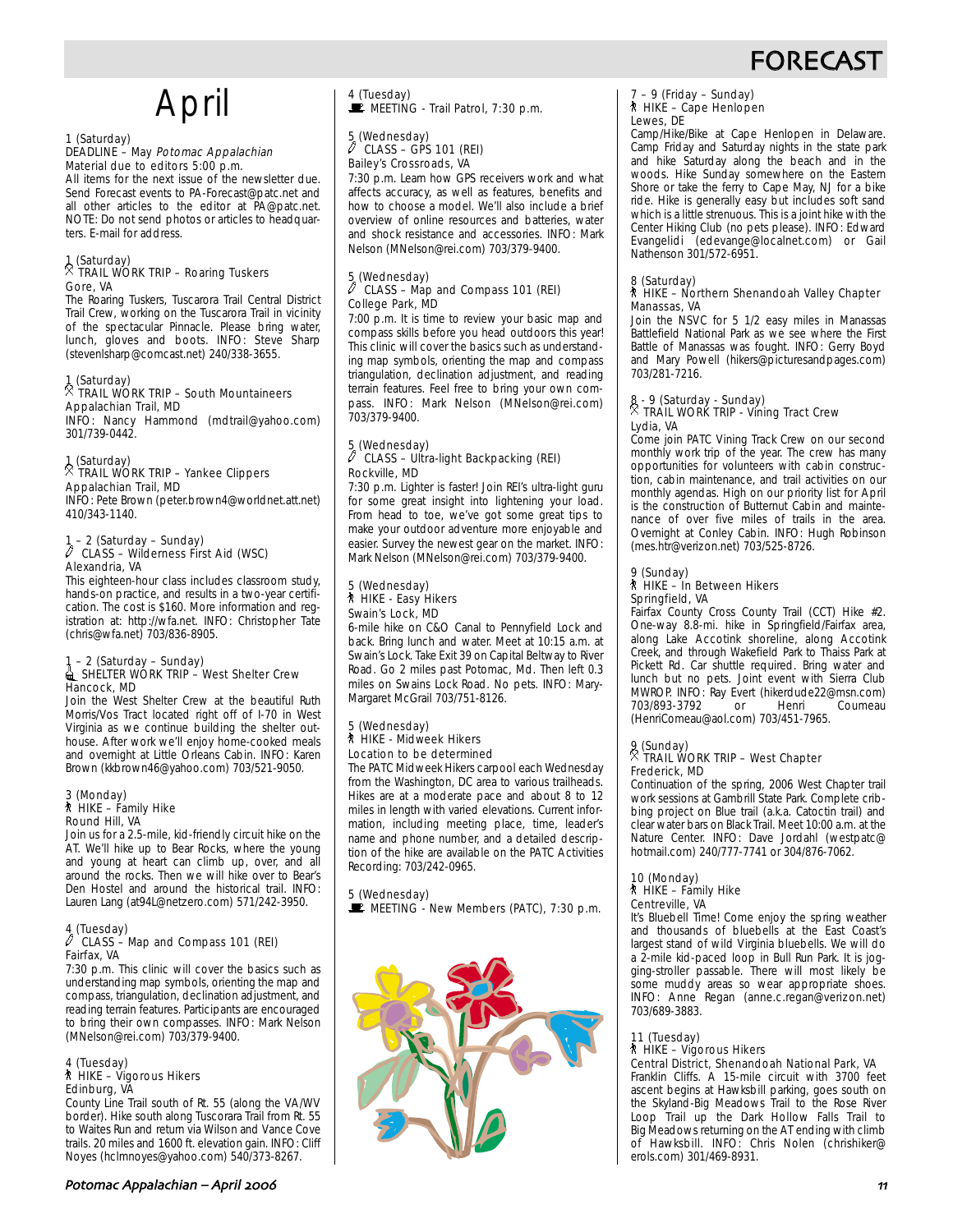# FORECAST

## April

1 (Saturday)
DEADLINE – May *Potomac Appalachian*
Material due to editors 5:00 p.m.
All items for the next issue of the newsletter due. Send Forecast events to PA-Forecast@patc.net and all other articles to the editor at PA@patc.net. NOTE: Do not send photos or articles to headquarters. E-mail for address.

1 (Saturday)
TRAIL WORK TRIP – Roaring Tuskers
Gore, VA
The Roaring Tuskers, Tuscarora Trail Central District Trail Crew, working on the Tuscarora Trail in vicinity of the spectacular Pinnacle. Please bring water, lunch, gloves and boots. INFO: Steve Sharp (stevenlsharp@comcast.net) 240/338-3655.

1 (Saturday)
TRAIL WORK TRIP – South Mountaineers
Appalachian Trail, MD
INFO: Nancy Hammond (mdtrail@yahoo.com) 301/739-0442.

1 (Saturday)
TRAIL WORK TRIP – Yankee Clippers
Appalachian Trail, MD
INFO: Pete Brown (peter.brown4@worldnet.att.net) 410/343-1140.

1 – 2 (Saturday – Sunday)
CLASS – Wilderness First Aid (WSC)
Alexandria, VA
This eighteen-hour class includes classroom study, hands-on practice, and results in a two-year certification. The cost is $160. More information and registration at: http://wfa.net. INFO: Christopher Tate (chris@wfa.net) 703/836-8905.

1 – 2 (Saturday – Sunday)
SHELTER WORK TRIP – West Shelter Crew
Hancock, MD
Join the West Shelter Crew at the beautiful Ruth Morris/Vos Tract located right off of I-70 in West Virginia as we continue building the shelter outhouse. After work we'll enjoy home-cooked meals and overnight at Little Orleans Cabin. INFO: Karen Brown (kkbrown46@yahoo.com) 703/521-9050.

3 (Monday)
HIKE – Family Hike
Round Hill, VA
Join us for a 2.5-mile, kid-friendly circuit hike on the AT. We'll hike up to Bear Rocks, where the young and young at heart can climb up, over, and all around the rocks. Then we will hike over to Bear's Den Hostel and around the historical trail. INFO: Lauren Lang (at94L@netzero.com) 571/242-3950.

4 (Tuesday)
CLASS – Map and Compass 101 (REI)
Fairfax, VA
7:30 p.m. This clinic will cover the basics such as understanding map symbols, orienting the map and compass, triangulation, declination adjustment, and reading terrain features. Participants are encouraged to bring their own compasses. INFO: Mark Nelson (MNelson@rei.com) 703/379-9400.

4 (Tuesday)
HIKE – Vigorous Hikers
Edinburg, VA
County Line Trail south of Rt. 55 (along the VA/WV border). Hike south along Tuscarora Trail from Rt. 55 to Waites Run and return via Wilson and Vance Cove trails. 20 miles and 1600 ft. elevation gain. INFO: Cliff Noyes (hclmnoyes@yahoo.com) 540/373-8267.

4 (Tuesday)
MEETING - Trail Patrol, 7:30 p.m.

5 (Wednesday)
CLASS – GPS 101 (REI)
Bailey's Crossroads, VA
7:30 p.m. Learn how GPS receivers work and what affects accuracy, as well as features, benefits and how to choose a model. We'll also include a brief overview of online resources and batteries, water and shock resistance and accessories. INFO: Mark Nelson (MNelson@rei.com) 703/379-9400.

5 (Wednesday)
CLASS – Map and Compass 101 (REI)
College Park, MD
7:00 p.m. It is time to review your basic map and compass skills before you head outdoors this year! This clinic will cover the basics such as understanding map symbols, orienting the map and compass triangulation, declination adjustment, and reading terrain features. Feel free to bring your own compass. INFO: Mark Nelson (MNelson@rei.com) 703/379-9400.

5 (Wednesday)
CLASS – Ultra-light Backpacking (REI)
Rockville, MD
7:30 p.m. Lighter is faster! Join REI's ultra-light guru for some great insight into lightening your load. From head to toe, we've got some great tips to make your outdoor adventure more enjoyable and easier. Survey the newest gear on the market. INFO: Mark Nelson (MNelson@rei.com) 703/379-9400.

5 (Wednesday)
HIKE - Easy Hikers
Swain's Lock, MD
6-mile hike on C&O Canal to Pennyfield Lock and back. Bring lunch and water. Meet at 10:15 a.m. at Swain's Lock. Take Exit 39 on Capital Beltway to River Road. Go 2 miles past Potomac, Md. Then left 0.3 miles on Swains Lock Road. No pets. INFO: Mary-Margaret McGrail 703/751-8126.

5 (Wednesday)
HIKE - Midweek Hikers
Location to be determined
The PATC Midweek Hikers carpool each Wednesday from the Washington, DC area to various trailheads. Hikes are at a moderate pace and about 8 to 12 miles in length with varied elevations. Current information, including meeting place, time, leader's name and phone number, and a detailed description of the hike are available on the PATC Activities Recording: 703/242-0965.

5 (Wednesday)
MEETING - New Members (PATC), 7:30 p.m.

7 – 9 (Friday – Sunday)
HIKE – Cape Henlopen
Lewes, DE
Camp/Hike/Bike at Cape Henlopen in Delaware. Camp Friday and Saturday nights in the state park and hike Saturday along the beach and in the woods. Hike Sunday somewhere on the Eastern Shore or take the ferry to Cape May, NJ for a bike ride. Hike is generally easy but includes soft sand which is a little strenuous. This is a joint hike with the Center Hiking Club (no pets please). INFO: Edward Evangelidi (edevange@localnet.com) or Gail Nathenson 301/572-6951.

8 (Saturday)
HIKE – Northern Shenandoah Valley Chapter
Manassas, VA
Join the NSVC for 5 1/2 easy miles in Manassas Battlefield National Park as we see where the First Battle of Manassas was fought. INFO: Gerry Boyd and Mary Powell (hikers@picturesandpages.com) 703/281-7216.

8 - 9 (Saturday - Sunday)
TRAIL WORK TRIP - Vining Tract Crew
Lydia, VA
Come join PATC Vining Track Crew on our second monthly work trip of the year. The crew has many opportunities for volunteers with cabin construction, cabin maintenance, and trail activities on our monthly agendas. High on our priority list for April is the construction of Butternut Cabin and maintenance of over five miles of trails in the area. Overnight at Conley Cabin. INFO: Hugh Robinson (mes.htr@verizon.net) 703/525-8726.

9 (Sunday)
HIKE – In Between Hikers
Springfield, VA
Fairfax County Cross County Trail (CCT) Hike #2. One-way 8.8-mi. hike in Springfield/Fairfax area, along Lake Accotink shoreline, along Accotink Creek, and through Wakefield Park to Thaiss Park at Pickett Rd. Car shuttle required. Bring water and lunch but no pets. Joint event with Sierra Club MWROP. INFO: Ray Evert (hikerdude22@msn.com) 703/893-3792 or Henri Coumeau (HenriComeau@aol.com) 703/451-7965.

9 (Sunday)
TRAIL WORK TRIP – West Chapter
Frederick, MD
Continuation of the spring, 2006 West Chapter trail work sessions at Gambrill State Park. Complete cribbing project on Blue trail (a.k.a. Catoctin trail) and clear water bars on Black Trail. Meet 10:00 a.m. at the Nature Center. INFO: Dave Jordahl (westpatc@hotmail.com) 240/777-7741 or 304/876-7062.

10 (Monday)
HIKE – Family Hike
Centreville, VA
It's Bluebell Time! Come enjoy the spring weather and thousands of bluebells at the East Coast's largest stand of wild Virginia bluebells. We will do a 2-mile kid-paced loop in Bull Run Park. It is jogging-stroller passable. There will most likely be some muddy areas so wear appropriate shoes. INFO: Anne Regan (anne.c.regan@verizon.net) 703/689-3883.

11 (Tuesday)
HIKE – Vigorous Hikers
Central District, Shenandoah National Park, VA
Franklin Cliffs. A 15-mile circuit with 3700 feet ascent begins at Hawksbill parking, goes south on the Skyland-Big Meadows Trail to the Rose River Loop Trail up the Dark Hollow Falls Trail to Big Meadows returning on the AT ending with climb of Hawksbill. INFO: Chris Nolen (chrishiker@erols.com) 301/469-8931.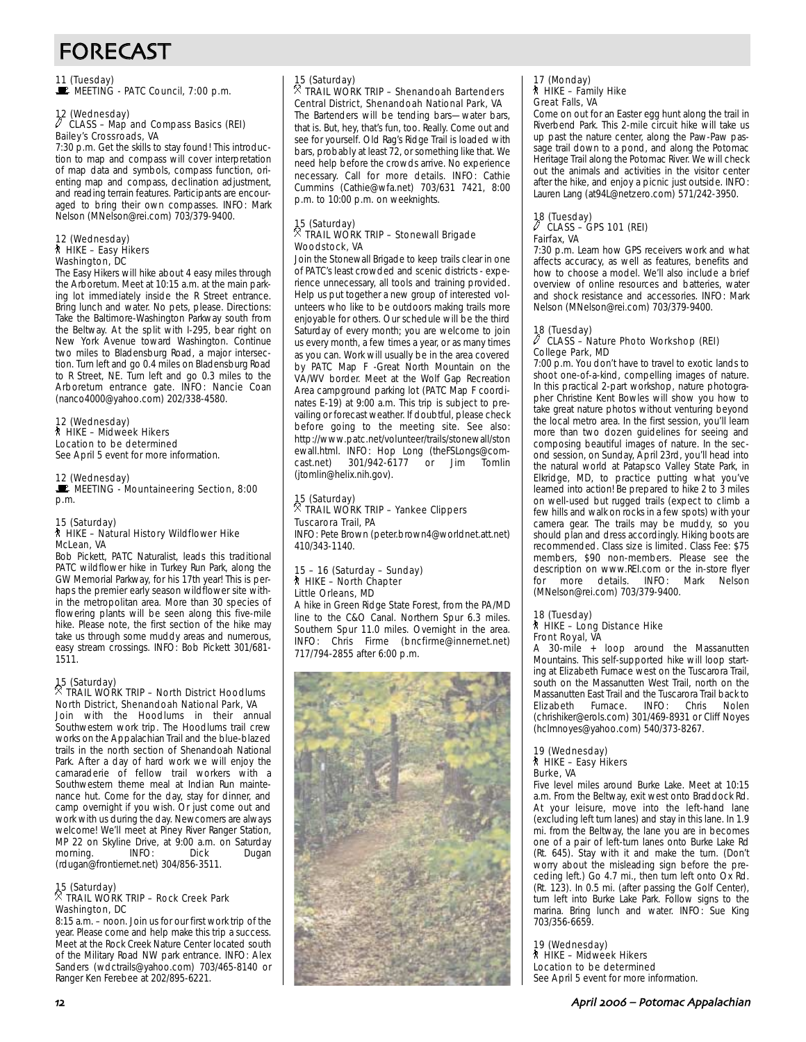# FORECAST

11 (Tuesday)
MEETING - PATC Council, 7:00 p.m.

12 (Wednesday)
CLASS – Map and Compass Basics (REI)
Bailey's Crossroads, VA
7:30 p.m. Get the skills to stay found! This introduction to map and compass will cover interpretation of map data and symbols, compass function, orienting map and compass, declination adjustment, and reading terrain features. Participants are encouraged to bring their own compasses. INFO: Mark Nelson (MNelson@rei.com) 703/379-9400.

12 (Wednesday)
HIKE – Easy Hikers
Washington, DC
The Easy Hikers will hike about 4 easy miles through the Arboretum. Meet at 10:15 a.m. at the main parking lot immediately inside the R Street entrance. Bring lunch and water. No pets, please. Directions: Take the Baltimore-Washington Parkway south from the Beltway. At the split with I-295, bear right on New York Avenue toward Washington. Continue two miles to Bladensburg Road, a major intersection. Turn left and go 0.4 miles on Bladensburg Road to R Street, NE. Turn left and go 0.3 miles to the Arboretum entrance gate. INFO: Nancie Coan (nanco4000@yahoo.com) 202/338-4580.

12 (Wednesday)
HIKE – Midweek Hikers
Location to be determined
See April 5 event for more information.

12 (Wednesday)
MEETING - Mountaineering Section, 8:00 p.m.

15 (Saturday)
HIKE – Natural History Wildflower Hike
McLean, VA
Bob Pickett, PATC Naturalist, leads this traditional PATC wildflower hike in Turkey Run Park, along the GW Memorial Parkway, for his 17th year! This is perhaps the premier early season wildflower site within the metropolitan area. More than 30 species of flowering plants will be seen along this five-mile hike. Please note, the first section of the hike may take us through some muddy areas and numerous, easy stream crossings. INFO: Bob Pickett 301/681-1511.

15 (Saturday)
TRAIL WORK TRIP – North District Hoodlums
North District, Shenandoah National Park, VA
Join with the Hoodlums in their annual Southwestern work trip. The Hoodlums trail crew works on the Appalachian Trail and the blue-blazed trails in the north section of Shenandoah National Park. After a day of hard work we will enjoy the camaraderie of fellow trail workers with a Southwestern theme meal at Indian Run maintenance hut. Come for the day, stay for dinner, and camp overnight if you wish. Or just come out and work with us during the day. Newcomers are always welcome! We'll meet at Piney River Ranger Station, MP 22 on Skyline Drive, at 9:00 a.m. on Saturday morning. INFO: Dick Dugan (rdugan@frontiernet.net) 304/856-3511.

15 (Saturday)
TRAIL WORK TRIP – Rock Creek Park
Washington, DC
8:15 a.m. – noon. Join us for our first work trip of the year. Please come and help make this trip a success. Meet at the Rock Creek Nature Center located south of the Military Road NW park entrance. INFO: Alex Sanders (wdctrails@yahoo.com) 703/465-8140 or Ranger Ken Ferebee at 202/895-6221.

15 (Saturday)
TRAIL WORK TRIP – Shenandoah Bartenders
Central District, Shenandoah National Park, VA
The Bartenders will be tending bars—water bars, that is. But, hey, that's fun, too. Really. Come out and see for yourself. Old Rag's Ridge Trail is loaded with bars, probably at least 72, or something like that. We need help before the crowds arrive. No experience necessary. Call for more details. INFO: Cathie Cummins (Cathie@wfa.net) 703/631 7421, 8:00 p.m. to 10:00 p.m. on weeknights.

15 (Saturday)
TRAIL WORK TRIP – Stonewall Brigade
Woodstock, VA
Join the Stonewall Brigade to keep trails clear in one of PATC's least crowded and scenic districts - experience unnecessary, all tools and training provided. Help us put together a new group of interested volunteers who like to be outdoors making trails more enjoyable for others. Our schedule will be the third Saturday of every month; you are welcome to join us every month, a few times a year, or as many times as you can. Work will usually be in the area covered by PATC Map F -Great North Mountain on the VA/WV border. Meet at the Wolf Gap Recreation Area campground parking lot (PATC Map F coordinates E-19) at 9:00 a.m. This trip is subject to prevailing or forecast weather. If doubtful, please check before going to the meeting site. See also: http://www.patc.net/volunteer/trails/stonewall/stonewall.html. INFO: Hop Long (theFSLongs@comcast.net) 301/942-6177 or Jim Tomlin (jtomlin@helix.nih.gov).

15 (Saturday)
TRAIL WORK TRIP – Yankee Clippers
Tuscarora Trail, PA
INFO: Pete Brown (peter.brown4@worldnet.att.net) 410/343-1140.

15 – 16 (Saturday – Sunday)
HIKE – North Chapter
Little Orleans, MD
A hike in Green Ridge State Forest, from the PA/MD line to the C&O Canal. Northern Spur 6.3 miles. Southern Spur 11.0 miles. Overnight in the area. INFO: Chris Firme (bncfirme@innernet.net) 717/794-2855 after 6:00 p.m.

17 (Monday)
HIKE – Family Hike
Great Falls, VA
Come on out for an Easter egg hunt along the trail in Riverbend Park. This 2-mile circuit hike will take us up past the nature center, along the Paw-Paw passage trail down to a pond, and along the Potomac Heritage Trail along the Potomac River. We will check out the animals and activities in the visitor center after the hike, and enjoy a picnic just outside. INFO: Lauren Lang (at94L@netzero.com) 571/242-3950.

18 (Tuesday)
CLASS – GPS 101 (REI)
Fairfax, VA
7:30 p.m. Learn how GPS receivers work and what affects accuracy, as well as features, benefits and how to choose a model. We'll also include a brief overview of online resources and batteries, water and shock resistance and accessories. INFO: Mark Nelson (MNelson@rei.com) 703/379-9400.

18 (Tuesday)
CLASS – Nature Photo Workshop (REI)
College Park, MD
7:00 p.m. You don't have to travel to exotic lands to shoot one-of-a-kind, compelling images of nature. In this practical 2-part workshop, nature photographer Christine Kent Bowles will show you how to take great nature photos without venturing beyond the local metro area. In the first session, you'll learn more than two dozen guidelines for seeing and composing beautiful images of nature. In the second session, on Sunday, April 23rd, you'll head into the natural world at Patapsco Valley State Park, in Elkridge, MD, to practice putting what you've learned into action! Be prepared to hike 2 to 3 miles on well-used but rugged trails (expect to climb a few hills and walk on rocks in a few spots) with your camera gear. The trails may be muddy, so you should plan and dress accordingly. Hiking boots are recommended. Class size is limited. Class Fee: $75 members, $90 non-members. Please see the description on www.REI.com or the in-store flyer for more details. INFO: Mark Nelson (MNelson@rei.com) 703/379-9400.

18 (Tuesday)
HIKE – Long Distance Hike
Front Royal, VA
A 30-mile + loop around the Massanutten Mountains. This self-supported hike will loop starting at Elizabeth Furnace west on the Tuscarora Trail, south on the Massanutten West Trail, north on the Massanutten East Trail and the Tuscarora Trail back to Elizabeth Furnace. INFO: Chris Nolen (chrishiker@erols.com) 301/469-8931 or Cliff Noyes (hclmnoyes@yahoo.com) 540/373-8267.

19 (Wednesday)
HIKE – Easy Hikers
Burke, VA
Five level miles around Burke Lake. Meet at 10:15 a.m. From the Beltway, exit west onto Braddock Rd. At your leisure, move into the left-hand lane (excluding left turn lanes) and stay in this lane. In 1.9 mi. from the Beltway, the lane you are in becomes one of a pair of left-turn lanes onto Burke Lake Rd (Rt. 645). Stay with it and make the turn. (Don't worry about the misleading sign before the preceding left.) Go 4.7 mi., then turn left onto Ox Rd. (Rt. 123). In 0.5 mi. (after passing the Golf Center), turn left into Burke Lake Park. Follow signs to the marina. Bring lunch and water. INFO: Sue King 703/356-6659.

19 (Wednesday)
HIKE – Midweek Hikers
Location to be determined
See April 5 event for more information.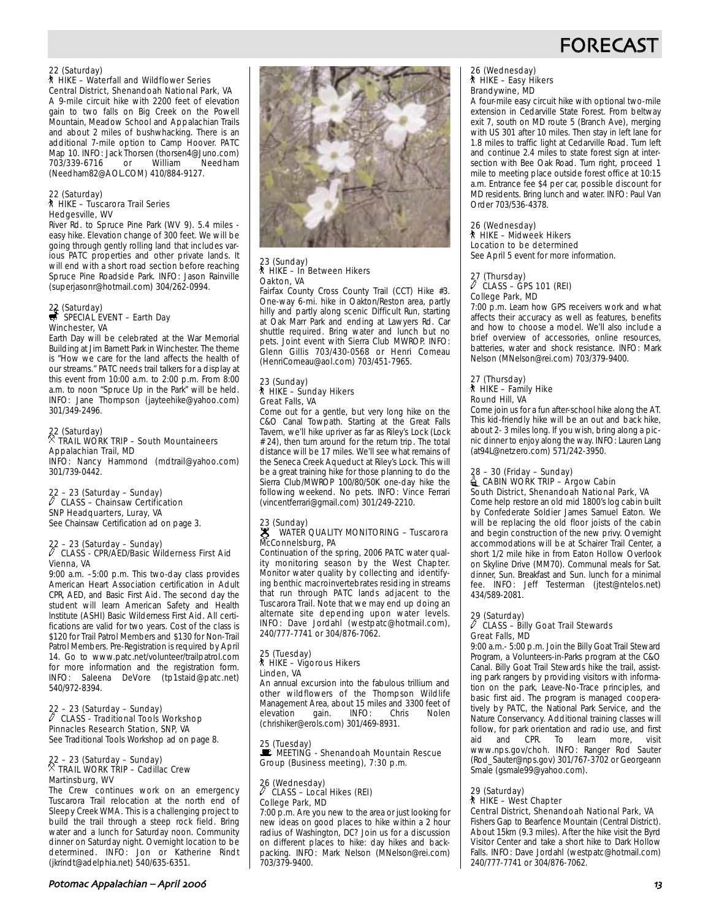# FORECAST

22 (Saturday)
HIKE – Waterfall and Wildflower Series
Central District, Shenandoah National Park, VA
A 9-mile circuit hike with 2200 feet of elevation gain to two falls on Big Creek on the Powell Mountain, Meadow School and Appalachian Trails and about 2 miles of bushwhacking. There is an additional 7-mile option to Camp Hoover. PATC Map 10. INFO: Jack Thorsen (thorsen4@Juno.com) 703/339-6716 or William Needham (Needham82@AOL.COM) 410/884-9127.

22 (Saturday)
HIKE – Tuscarora Trail Series
Hedgesville, WV
River Rd. to Spruce Pine Park (WV 9). 5.4 miles - easy hike. Elevation change of 300 feet. We will be going through gently rolling land that includes various PATC properties and other private lands. It will end with a short road section before reaching Spruce Pine Roadside Park. INFO: Jason Rainville (superjasonr@hotmail.com) 304/262-0994.

22 (Saturday)
SPECIAL EVENT – Earth Day
Winchester, VA
Earth Day will be celebrated at the War Memorial Building at Jim Barnett Park in Winchester. The theme is "How we care for the land affects the health of our streams." PATC needs trail talkers for a display at this event from 10:00 a.m. to 2:00 p.m. From 8:00 a.m. to noon "Spruce Up in the Park" will be held. INFO: Jane Thompson (jayteehike@yahoo.com) 301/349-2496.

22 (Saturday)
TRAIL WORK TRIP – South Mountaineers
Appalachian Trail, MD
INFO: Nancy Hammond (mdtrail@yahoo.com) 301/739-0442.

22 – 23 (Saturday – Sunday)
CLASS – Chainsaw Certification
SNP Headquarters, Luray, VA
See Chainsaw Certification ad on page 3.

22 – 23 (Saturday – Sunday)
CLASS - CPR/AED/Basic Wilderness First Aid
Vienna, VA
9:00 a.m. –5:00 p.m. This two-day class provides American Heart Association certification in Adult CPR, AED, and Basic First Aid. The second day the student will learn American Safety and Health Institute (ASHI) Basic Wilderness First Aid. All certifications are valid for two years. Cost of the class is $120 for Trail Patrol Members and $130 for Non-Trail Patrol Members. Pre-Registration is required by April 14. Go to www.patc.net/volunteer/trailpatrol.com for more information and the registration form. INFO: Saleena DeVore (tp1staid@patc.net) 540/972-8394.

22 – 23 (Saturday – Sunday)
CLASS - Traditional Tools Workshop
Pinnacles Research Station, SNP, VA
See Traditional Tools Workshop ad on page 8.

22 – 23 (Saturday – Sunday)
TRAIL WORK TRIP – Cadillac Crew
Martinsburg, WV
The Crew continues work on an emergency Tuscarora Trail relocation at the north end of Sleepy Creek WMA. This is a challenging project to build the trail through a steep rock field. Bring water and a lunch for Saturday noon. Community dinner on Saturday night. Overnight location to be determined. INFO: Jon or Katherine Rindt (jkrindt@adelphia.net) 540/635-6351.

23 (Sunday)
HIKE – In Between Hikers
Oakton, VA
Fairfax County Cross County Trail (CCT) Hike #3. One-way 6-mi. hike in Oakton/Reston area, partly hilly and partly along scenic Difficult Run, starting at Oak Marr Park and ending at Lawyers Rd. Car shuttle required. Bring water and lunch but no pets. Joint event with Sierra Club MWROP. INFO: Glenn Gillis 703/430-0568 or Henri Comeau (HenriComeau@aol.com) 703/451-7965.

23 (Sunday)
HIKE – Sunday Hikers
Great Falls, VA
Come out for a gentle, but very long hike on the C&O Canal Towpath. Starting at the Great Falls Tavern, we'll hike upriver as far as Riley's Lock (Lock # 24), then turn around for the return trip. The total distance will be 17 miles. We'll see what remains of the Seneca Creek Aqueduct at Riley's Lock. This will be a great training hike for those planning to do the Sierra Club/MWROP 100/80/50K one-day hike the following weekend. No pets. INFO: Vince Ferrari (vincentferrari@gmail.com) 301/249-2210.

23 (Sunday)
WATER QUALITY MONITORING – Tuscarora
McConnelsburg, PA
Continuation of the spring, 2006 PATC water quality monitoring season by the West Chapter. Monitor water quality by collecting and identifying benthic macroinvertebrates residing in streams that run through PATC lands adjacent to the Tuscarora Trail. Note that we may end up doing an alternate site depending upon water levels. INFO: Dave Jordahl (westpatc@hotmail.com), 240/777-7741 or 304/876-7062.

25 (Tuesday)
HIKE – Vigorous Hikers
Linden, VA
An annual excursion into the fabulous trillium and other wildflowers of the Thompson Wildlife Management Area, about 15 miles and 3300 feet of elevation gain. INFO: Chris Nolen (chrishiker@erols.com) 301/469-8931.

25 (Tuesday)
MEETING - Shenandoah Mountain Rescue Group (Business meeting), 7:30 p.m.

26 (Wednesday)
CLASS – Local Hikes (REI)
College Park, MD
7:00 p.m. Are you new to the area or just looking for new ideas on good places to hike within a 2 hour radius of Washington, DC? Join us for a discussion on different places to hike: day hikes and backpacking. INFO: Mark Nelson (MNelson@rei.com) 703/379-9400.

26 (Wednesday)
HIKE – Easy Hikers
Brandywine, MD
A four-mile easy circuit hike with optional two-mile extension in Cedarville State Forest. From beltway exit 7, south on MD route 5 (Branch Ave), merging with US 301 after 10 miles. Then stay in left lane for 1.8 miles to traffic light at Cedarville Road. Turn left and continue 2.4 miles to state forest sign at intersection with Bee Oak Road. Turn right, proceed 1 mile to meeting place outside forest office at 10:15 a.m. Entrance fee $4 per car, possible discount for MD residents. Bring lunch and water. INFO: Paul Van Order 703/536-4378.

26 (Wednesday)
HIKE – Midweek Hikers
Location to be determined
See April 5 event for more information.

27 (Thursday)
CLASS – GPS 101 (REI)
College Park, MD
7:00 p.m. Learn how GPS receivers work and what affects their accuracy as well as features, benefits and how to choose a model. We'll also include a brief overview of accessories, online resources, batteries, water and shock resistance. INFO: Mark Nelson (MNelson@rei.com) 703/379-9400.

27 (Thursday)
HIKE – Family Hike
Round Hill, VA
Come join us for a fun after-school hike along the AT. This kid-friendly hike will be an out and back hike, about 2- 3 miles long. If you wish, bring along a picnic dinner to enjoy along the way. INFO: Lauren Lang (at94L@netzero.com) 571/242-3950.

28 – 30 (Friday – Sunday)
CABIN WORK TRIP – Argow Cabin
South District, Shenandoah National Park, VA
Come help restore an old mid 1800's log cabin built by Confederate Soldier James Samuel Eaton. We will be replacing the old floor joists of the cabin and begin construction of the new privy. Overnight accommodations will be at Schairer Trail Center, a short 1/2 mile hike in from Eaton Hollow Overlook on Skyline Drive (MM70). Communal meals for Sat. dinner, Sun. Breakfast and Sun. lunch for a minimal fee. INFO: Jeff Testerman (jtest@ntelos.net) 434/589-2081.

29 (Saturday)
CLASS – Billy Goat Trail Stewards
Great Falls, MD
9:00 a.m.- 5:00 p.m. Join the Billy Goat Trail Steward Program, a Volunteers-in-Parks program at the C&O Canal. Billy Goat Trail Stewards hike the trail, assisting park rangers by providing visitors with information on the park, Leave-No-Trace principles, and basic first aid. The program is managed cooperatively by PATC, the National Park Service, and the Nature Conservancy. Additional training classes will follow, for park orientation and radio use, and first aid and CPR. To learn more, visit www.nps.gov/choh. INFO: Ranger Rod Sauter (Rod_Sauter@nps.gov) 301/767-3702 or Georgeann Smale (gsmale99@yahoo.com).

29 (Saturday)
HIKE – West Chapter
Central District, Shenandoah National Park, VA
Fishers Gap to Bearfence Mountain (Central District). About 15km (9.3 miles). After the hike visit the Byrd Visitor Center and take a short hike to Dark Hollow Falls. INFO: Dave Jordahl (westpatc@hotmail.com) 240/777-7741 or 304/876-7062.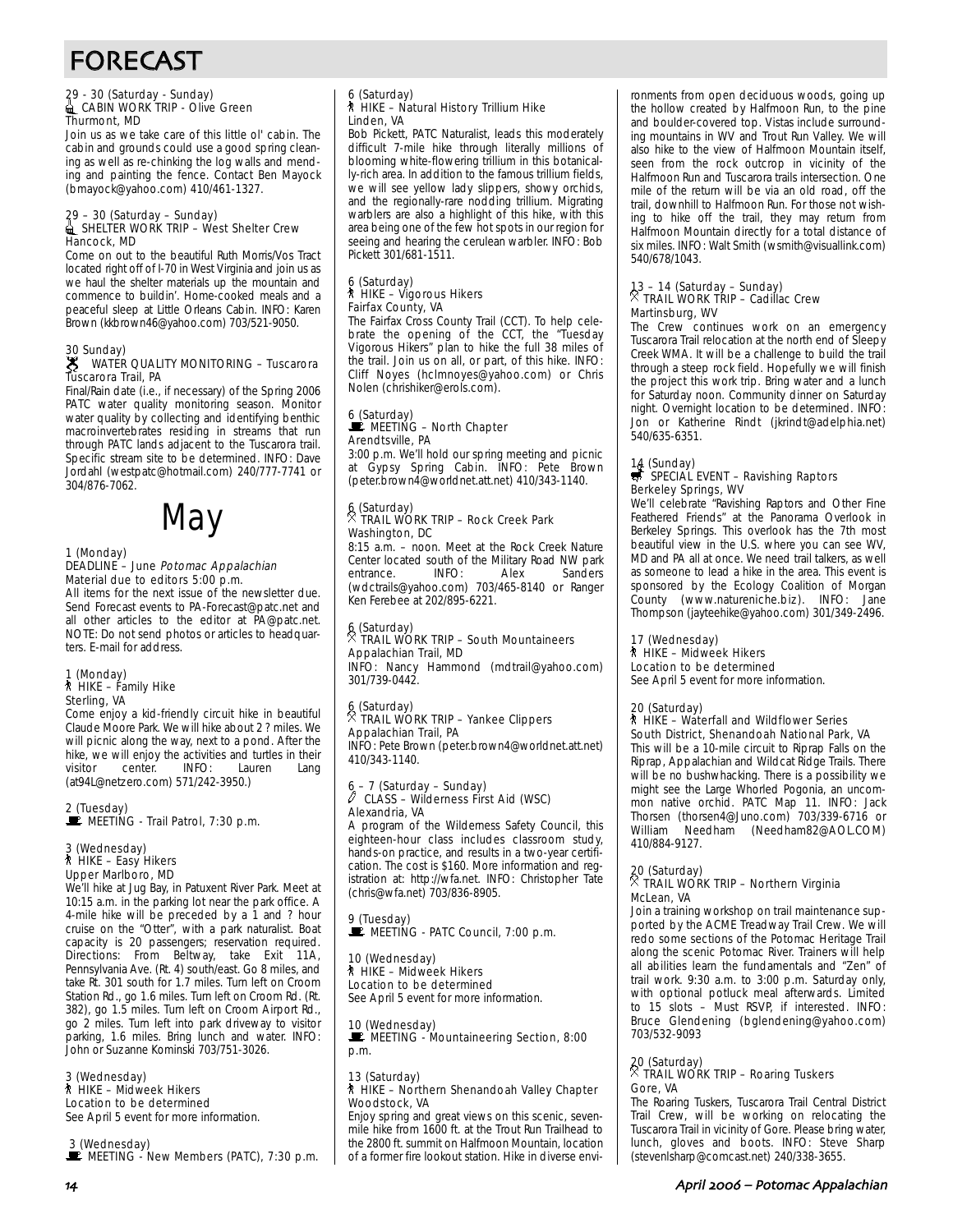# FORECAST

29 - 30 (Saturday - Sunday)
CABIN WORK TRIP - Olive Green
Thurmont, MD
Join us as we take care of this little ol' cabin. The cabin and grounds could use a good spring cleaning as well as re-chinking the log walls and mending and painting the fence. Contact Ben Mayock (bmayock@yahoo.com) 410/461-1327.

29 – 30 (Saturday – Sunday)
SHELTER WORK TRIP – West Shelter Crew
Hancock, MD
Come on out to the beautiful Ruth Morris/Vos Tract located right off of I-70 in West Virginia and join us as we haul the shelter materials up the mountain and commence to buildin'. Home-cooked meals and a peaceful sleep at Little Orleans Cabin. INFO: Karen Brown (kkbrown46@yahoo.com) 703/521-9050.

30 Sunday)
WATER QUALITY MONITORING – Tuscarora Tuscarora Trail, PA
Final/Rain date (i.e., if necessary) of the Spring 2006 PATC water quality monitoring season. Monitor water quality by collecting and identifying benthic macroinvertebrates residing in streams that run through PATC lands adjacent to the Tuscarora trail. Specific stream site to be determined. INFO: Dave Jordahl (westpatc@hotmail.com) 240/777-7741 or 304/876-7062.

## May

1 (Monday)
DEADLINE – June *Potomac Appalachian*
Material due to editors 5:00 p.m.
All items for the next issue of the newsletter due. Send Forecast events to PA-Forecast@patc.net and all other articles to the editor at PA@patc.net. NOTE: Do not send photos or articles to headquarters. E-mail for address.

1 (Monday)
HIKE – Family Hike
Sterling, VA
Come enjoy a kid-friendly circuit hike in beautiful Claude Moore Park. We will hike about 2 ? miles. We will picnic along the way, next to a pond. After the hike, we will enjoy the activities and turtles in their visitor center. INFO: Lauren Lang (at94L@netzero.com) 571/242-3950.)

2 (Tuesday)
MEETING - Trail Patrol, 7:30 p.m.

3 (Wednesday)
HIKE – Easy Hikers
Upper Marlboro, MD
We'll hike at Jug Bay, in Patuxent River Park. Meet at 10:15 a.m. in the parking lot near the park office. A 4-mile hike will be preceded by a 1 and ? hour cruise on the "Otter", with a park naturalist. Boat capacity is 20 passengers; reservation required. Directions: From Beltway, take Exit 11A, Pennsylvania Ave. (Rt. 4) south/east. Go 8 miles, and take Rt. 301 south for 1.7 miles. Turn left on Croom Station Rd., go 1.6 miles. Turn left on Croom Rd. (Rt. 382), go 1.5 miles. Turn left on Croom Airport Rd., go 2 miles. Turn left into park driveway to visitor parking, 1.6 miles. Bring lunch and water. INFO: John or Suzanne Kominski 703/751-3026.

3 (Wednesday)
HIKE – Midweek Hikers
Location to be determined
See April 5 event for more information.

3 (Wednesday)
MEETING - New Members (PATC), 7:30 p.m.

6 (Saturday)
HIKE – Natural History Trillium Hike
Linden, VA
Bob Pickett, PATC Naturalist, leads this moderately difficult 7-mile hike through literally millions of blooming white-flowering trillium in this botanically-rich area. In addition to the famous trillium fields, we will see yellow lady slippers, showy orchids, and the regionally-rare nodding trillium. Migrating warblers are also a highlight of this hike, with this area being one of the few hot spots in our region for seeing and hearing the cerulean warbler. INFO: Bob Pickett 301/681-1511.

6 (Saturday)
HIKE – Vigorous Hikers
Fairfax County, VA
The Fairfax Cross County Trail (CCT). To help celebrate the opening of the CCT, the "Tuesday Vigorous Hikers" plan to hike the full 38 miles of the trail. Join us on all, or part, of this hike. INFO: Cliff Noyes (hclmnoyes@yahoo.com) or Chris Nolen (chrishiker@erols.com).

6 (Saturday)
MEETING – North Chapter
Arendtsville, PA
3:00 p.m. We'll hold our spring meeting and picnic at Gypsy Spring Cabin. INFO: Pete Brown (peter.brown4@worldnet.att.net) 410/343-1140.

6 (Saturday)
TRAIL WORK TRIP – Rock Creek Park
Washington, DC
8:15 a.m. – noon. Meet at the Rock Creek Nature Center located south of the Military Road NW park entrance. INFO: Alex Sanders (wdctrails@yahoo.com) 703/465-8140 or Ranger Ken Ferebee at 202/895-6221.

6 (Saturday)
TRAIL WORK TRIP – South Mountaineers
Appalachian Trail, MD
INFO: Nancy Hammond (mdtrail@yahoo.com) 301/739-0442.

6 (Saturday)
TRAIL WORK TRIP – Yankee Clippers
Appalachian Trail, PA
INFO: Pete Brown (peter.brown4@worldnet.att.net) 410/343-1140.

6 – 7 (Saturday – Sunday)
CLASS – Wilderness First Aid (WSC)
Alexandria, VA
A program of the Wilderness Safety Council, this eighteen-hour class includes classroom study, hands-on practice, and results in a two-year certification. The cost is $160. More information and registration at: http://wfa.net. INFO: Christopher Tate (chris@wfa.net) 703/836-8905.

9 (Tuesday)
MEETING - PATC Council, 7:00 p.m.

10 (Wednesday)
HIKE – Midweek Hikers
Location to be determined
See April 5 event for more information.

10 (Wednesday)
MEETING - Mountaineering Section, 8:00 p.m.

13 (Saturday)
HIKE – Northern Shenandoah Valley Chapter
Woodstock, VA
Enjoy spring and great views on this scenic, seven-mile hike from 1600 ft. at the Trout Run Trailhead to the 2800 ft. summit on Halfmoon Mountain, location of a former fire lookout station. Hike in diverse environments from open deciduous woods, going up the hollow created by Halfmoon Run, to the pine and boulder-covered top. Vistas include surrounding mountains in WV and Trout Run Valley. We will also hike to the view of Halfmoon Mountain itself, seen from the rock outcrop in vicinity of the Halfmoon Run and Tuscarora trails intersection. One mile of the return will be via an old road, off the trail, downhill to Halfmoon Run. For those not wishing to hike off the trail, they may return from Halfmoon Mountain directly for a total distance of six miles. INFO: Walt Smith (wsmith@visuallink.com) 540/678/1043.

13 – 14 (Saturday – Sunday)
TRAIL WORK TRIP – Cadillac Crew
Martinsburg, WV
The Crew continues work on an emergency Tuscarora Trail relocation at the north end of Sleepy Creek WMA. It will be a challenge to build the trail through a steep rock field. Hopefully we will finish the project this work trip. Bring water and a lunch for Saturday noon. Community dinner on Saturday night. Overnight location to be determined. INFO: Jon or Katherine Rindt (jkrindt@adelphia.net) 540/635-6351.

14 (Sunday)
SPECIAL EVENT – Ravishing Raptors
Berkeley Springs, WV
We'll celebrate "Ravishing Raptors and Other Fine Feathered Friends" at the Panorama Overlook in Berkeley Springs. This overlook has the 7th most beautiful view in the U.S. where you can see WV, MD and PA all at once. We need trail talkers, as well as someone to lead a hike in the area. This event is sponsored by the Ecology Coalition of Morgan County (www.natureniche.biz). INFO: Jane Thompson (jayteehike@yahoo.com) 301/349-2496.

17 (Wednesday)
HIKE – Midweek Hikers
Location to be determined
See April 5 event for more information.

20 (Saturday)
HIKE – Waterfall and Wildflower Series
South District, Shenandoah National Park, VA
This will be a 10-mile circuit to Riprap Falls on the Riprap, Appalachian and Wildcat Ridge Trails. There will be no bushwhacking. There is a possibility we might see the Large Whorled Pogonia, an uncommon native orchid. PATC Map 11. INFO: Jack Thorsen (thorsen4@Juno.com) 703/339-6716 or William Needham (Needham82@AOL.COM) 410/884-9127.

20 (Saturday)
TRAIL WORK TRIP – Northern Virginia
McLean, VA
Join a training workshop on trail maintenance supported by the ACME Treadway Trail Crew. We will redo some sections of the Potomac Heritage Trail along the scenic Potomac River. Trainers will help all abilities learn the fundamentals and "Zen" of trail work. 9:30 a.m. to 3:00 p.m. Saturday only, with optional potluck meal afterwards. Limited to 15 slots – Must RSVP, if interested. INFO: Bruce Glendening (bglendening@yahoo.com) 703/532-9093

20 (Saturday)
TRAIL WORK TRIP – Roaring Tuskers
Gore, VA
The Roaring Tuskers, Tuscarora Trail Central District Trail Crew, will be working on relocating the Tuscarora Trail in vicinity of Gore. Please bring water, lunch, gloves and boots. INFO: Steve Sharp (stevenlsharp@comcast.net) 240/338-3655.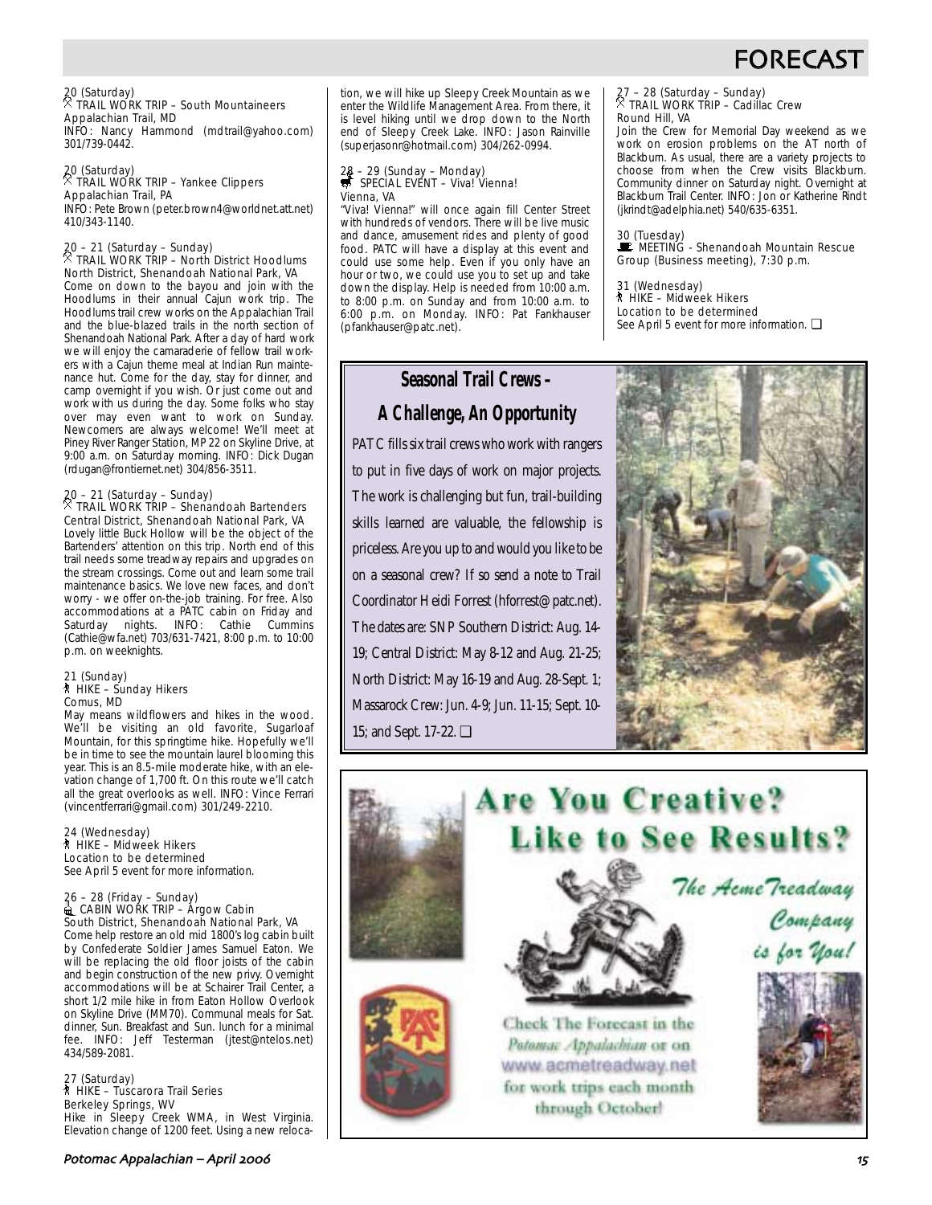# FORECAST

20 (Saturday)
TRAIL WORK TRIP – South Mountaineers
Appalachian Trail, MD
INFO: Nancy Hammond (mdtrail@yahoo.com) 301/739-0442.

20 (Saturday)
TRAIL WORK TRIP – Yankee Clippers
Appalachian Trail, PA
INFO: Pete Brown (peter.brown4@worldnet.att.net) 410/343-1140.

20 – 21 (Saturday – Sunday)
TRAIL WORK TRIP – North District Hoodlums
North District, Shenandoah National Park, VA
Come on down to the bayou and join with the Hoodlums in their annual Cajun work trip. The Hoodlums trail crew works on the Appalachian Trail and the blue-blazed trails in the north section of Shenandoah National Park. After a day of hard work we will enjoy the camaraderie of fellow trail workers with a Cajun theme meal at Indian Run maintenance hut. Come for the day, stay for dinner, and camp overnight if you wish. Or just come out and work with us during the day. Some folks who stay over may even want to work on Sunday. Newcomers are always welcome! We'll meet at Piney River Ranger Station, MP 22 on Skyline Drive, at 9:00 a.m. on Saturday morning. INFO: Dick Dugan (rdugan@frontiernet.net) 304/856-3511.

20 – 21 (Saturday – Sunday)
TRAIL WORK TRIP – Shenandoah Bartenders
Central District, Shenandoah National Park, VA
Lovely little Buck Hollow will be the object of the Bartenders' attention on this trip. North end of this trail needs some treadway repairs and upgrades on the stream crossings. Come out and learn some trail maintenance basics. We love new faces, and don't worry - we offer on-the-job training. For free. Also accommodations at a PATC cabin on Friday and Saturday nights. INFO: Cathie Cummins (Cathie@wfa.net) 703/631-7421, 8:00 p.m. to 10:00 p.m. on weeknights.

21 (Sunday)
HIKE – Sunday Hikers
Comus, MD
May means wildflowers and hikes in the wood. We'll be visiting an old favorite, Sugarloaf Mountain, for this springtime hike. Hopefully we'll be in time to see the mountain laurel blooming this year. This is an 8.5-mile moderate hike, with an elevation change of 1,700 ft. On this route we'll catch all the great overlooks as well. INFO: Vince Ferrari (vincentferrari@gmail.com) 301/249-2210.

24 (Wednesday)
HIKE – Midweek Hikers
Location to be determined
See April 5 event for more information.

26 – 28 (Friday – Sunday)
CABIN WORK TRIP – Argow Cabin
South District, Shenandoah National Park, VA
Come help restore an old mid 1800's log cabin built by Confederate Soldier James Samuel Eaton. We will be replacing the old floor joists of the cabin and begin construction of the new privy. Overnight accommodations will be at Schairer Trail Center, a short 1/2 mile hike in from Eaton Hollow Overlook on Skyline Drive (MM70). Communal meals for Sat. dinner, Sun. Breakfast and Sun. lunch for a minimal fee. INFO: Jeff Testerman (jtest@ntelos.net) 434/589-2081.

27 (Saturday)
HIKE – Tuscarora Trail Series
Berkeley Springs, WV
Hike in Sleepy Creek WMA, in West Virginia. Elevation change of 1200 feet. Using a new relocation, we will hike up Sleepy Creek Mountain as we enter the Wildlife Management Area. From there, it is level hiking until we drop down to the North end of Sleepy Creek Lake. INFO: Jason Rainville (superjasonr@hotmail.com) 304/262-0994.

28 – 29 (Sunday – Monday)
SPECIAL EVENT – Viva! Vienna!
Vienna, VA
"Viva! Vienna!" will once again fill Center Street with hundreds of vendors. There will be live music and dance, amusement rides and plenty of good food. PATC will have a display at this event and could use some help. Even if you only have an hour or two, we could use you to set up and take down the display. Help is needed from 10:00 a.m. to 8:00 p.m. on Sunday and from 10:00 a.m. to 6:00 p.m. on Monday. INFO: Pat Fankhauser (pfankhauser@patc.net).

27 – 28 (Saturday – Sunday)
TRAIL WORK TRIP – Cadillac Crew
Round Hill, VA
Join the Crew for Memorial Day weekend as we work on erosion problems on the AT north of Blackburn. As usual, there are a variety projects to choose from when the Crew visits Blackburn. Community dinner on Saturday night. Overnight at Blackburn Trail Center. INFO: Jon or Katherine Rindt (jkrindt@adelphia.net) 540/635-6351.

30 (Tuesday)
MEETING - Shenandoah Mountain Rescue Group (Business meeting), 7:30 p.m.

31 (Wednesday)
HIKE – Midweek Hikers
Location to be determined
See April 5 event for more information. ❏

## Seasonal Trail Crews – A Challenge, An Opportunity

PATC fills six trail crews who work with rangers to put in five days of work on major projects. The work is challenging but fun, trail-building skills learned are valuable, the fellowship is priceless. Are you up to and would you like to be on a seasonal crew? If so send a note to Trail Coordinator Heidi Forrest (hforrest@patc.net). The dates are: SNP Southern District: Aug. 14-19; Central District: May 8-12 and Aug. 21-25; North District: May 16-19 and Aug. 28-Sept. 1; Massarock Crew: Jun. 4-9; Jun. 11-15; Sept. 10-15; and Sept. 17-22. ❏

## Are You Creative? Like to See Results?

*The Acme Treadway Company is for You!*

Check The Forecast in the *Potomac Appalachian* or on www.acmetreadway.net for work trips each month through October!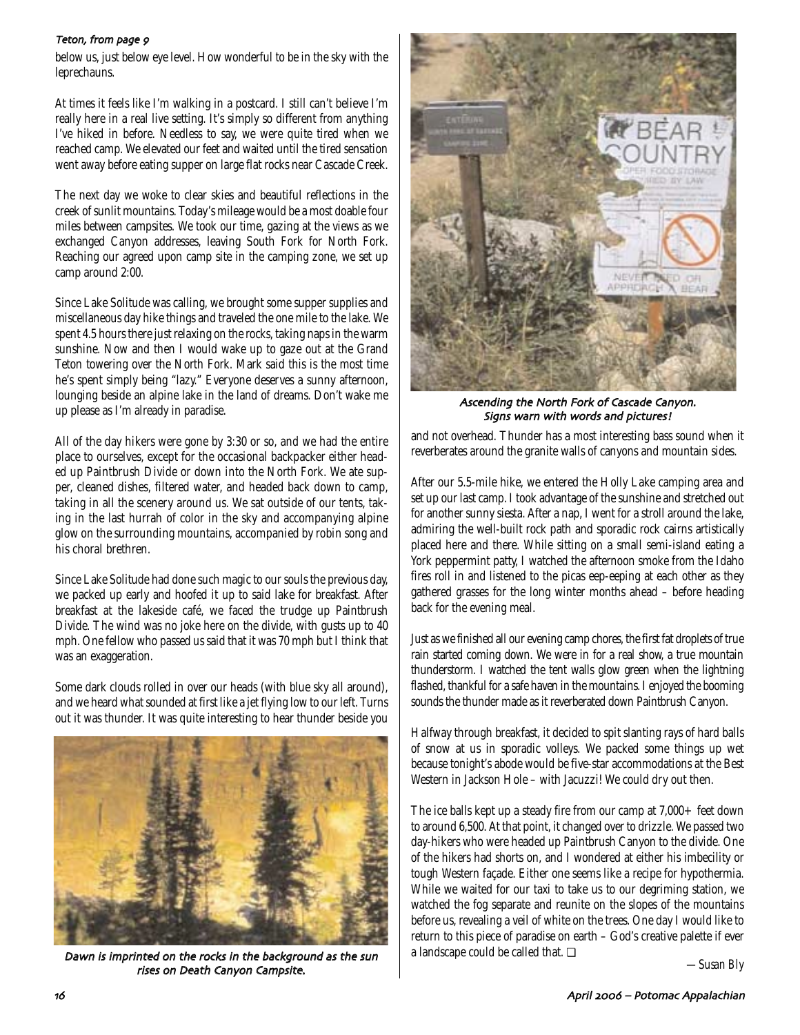*Teton, from page 9*

below us, just below eye level. How wonderful to be in the sky with the leprechauns.

At times it feels like I'm walking in a postcard. I still can't believe I'm really here in a real live setting. It's simply so different from anything I've hiked in before. Needless to say, we were quite tired when we reached camp. We elevated our feet and waited until the tired sensation went away before eating supper on large flat rocks near Cascade Creek.

The next day we woke to clear skies and beautiful reflections in the creek of sunlit mountains. Today's mileage would be a most doable four miles between campsites. We took our time, gazing at the views as we exchanged Canyon addresses, leaving South Fork for North Fork. Reaching our agreed upon camp site in the camping zone, we set up camp around 2:00.

Since Lake Solitude was calling, we brought some supper supplies and miscellaneous day hike things and traveled the one mile to the lake. We spent 4.5 hours there just relaxing on the rocks, taking naps in the warm sunshine. Now and then I would wake up to gaze out at the Grand Teton towering over the North Fork. Mark said this is the most time he's spent simply being "lazy." Everyone deserves a sunny afternoon, lounging beside an alpine lake in the land of dreams. Don't wake me up please as I'm already in paradise.

All of the day hikers were gone by 3:30 or so, and we had the entire place to ourselves, except for the occasional backpacker either headed up Paintbrush Divide or down into the North Fork. We ate supper, cleaned dishes, filtered water, and headed back down to camp, taking in all the scenery around us. We sat outside of our tents, taking in the last hurrah of color in the sky and accompanying alpine glow on the surrounding mountains, accompanied by robin song and his choral brethren.

Since Lake Solitude had done such magic to our souls the previous day, we packed up early and hoofed it up to said lake for breakfast. After breakfast at the lakeside café, we faced the trudge up Paintbrush Divide. The wind was no joke here on the divide, with gusts up to 40 mph. One fellow who passed us said that it was 70 mph but I think that was an exaggeration.

Some dark clouds rolled in over our heads (with blue sky all around), and we heard what sounded at first like a jet flying low to our left. Turns out it was thunder. It was quite interesting to hear thunder beside you

*Dawn is imprinted on the rocks in the background as the sun rises on Death Canyon Campsite.*

*Ascending the North Fork of Cascade Canyon. Signs warn with words and pictures!*

and not overhead. Thunder has a most interesting bass sound when it reverberates around the granite walls of canyons and mountain sides.

After our 5.5-mile hike, we entered the Holly Lake camping area and set up our last camp. I took advantage of the sunshine and stretched out for another sunny siesta. After a nap, I went for a stroll around the lake, admiring the well-built rock path and sporadic rock cairns artistically placed here and there. While sitting on a small semi-island eating a York peppermint patty, I watched the afternoon smoke from the Idaho fires roll in and listened to the picas eep-eeping at each other as they gathered grasses for the long winter months ahead – before heading back for the evening meal.

Just as we finished all our evening camp chores, the first fat droplets of true rain started coming down. We were in for a real show, a true mountain thunderstorm. I watched the tent walls glow green when the lightning flashed, thankful for a safe haven in the mountains. I enjoyed the booming sounds the thunder made as it reverberated down Paintbrush Canyon.

Halfway through breakfast, it decided to spit slanting rays of hard balls of snow at us in sporadic volleys. We packed some things up wet because tonight's abode would be five-star accommodations at the Best Western in Jackson Hole – with Jacuzzi! We could dry out then.

The ice balls kept up a steady fire from our camp at 7,000+ feet down to around 6,500. At that point, it changed over to drizzle. We passed two day-hikers who were headed up Paintbrush Canyon to the divide. One of the hikers had shorts on, and I wondered at either his imbecility or tough Western façade. Either one seems like a recipe for hypothermia. While we waited for our taxi to take us to our degriming station, we watched the fog separate and reunite on the slopes of the mountains before us, revealing a veil of white on the trees. One day I would like to return to this piece of paradise on earth – God's creative palette if ever a landscape could be called that. ❑

—Susan Bly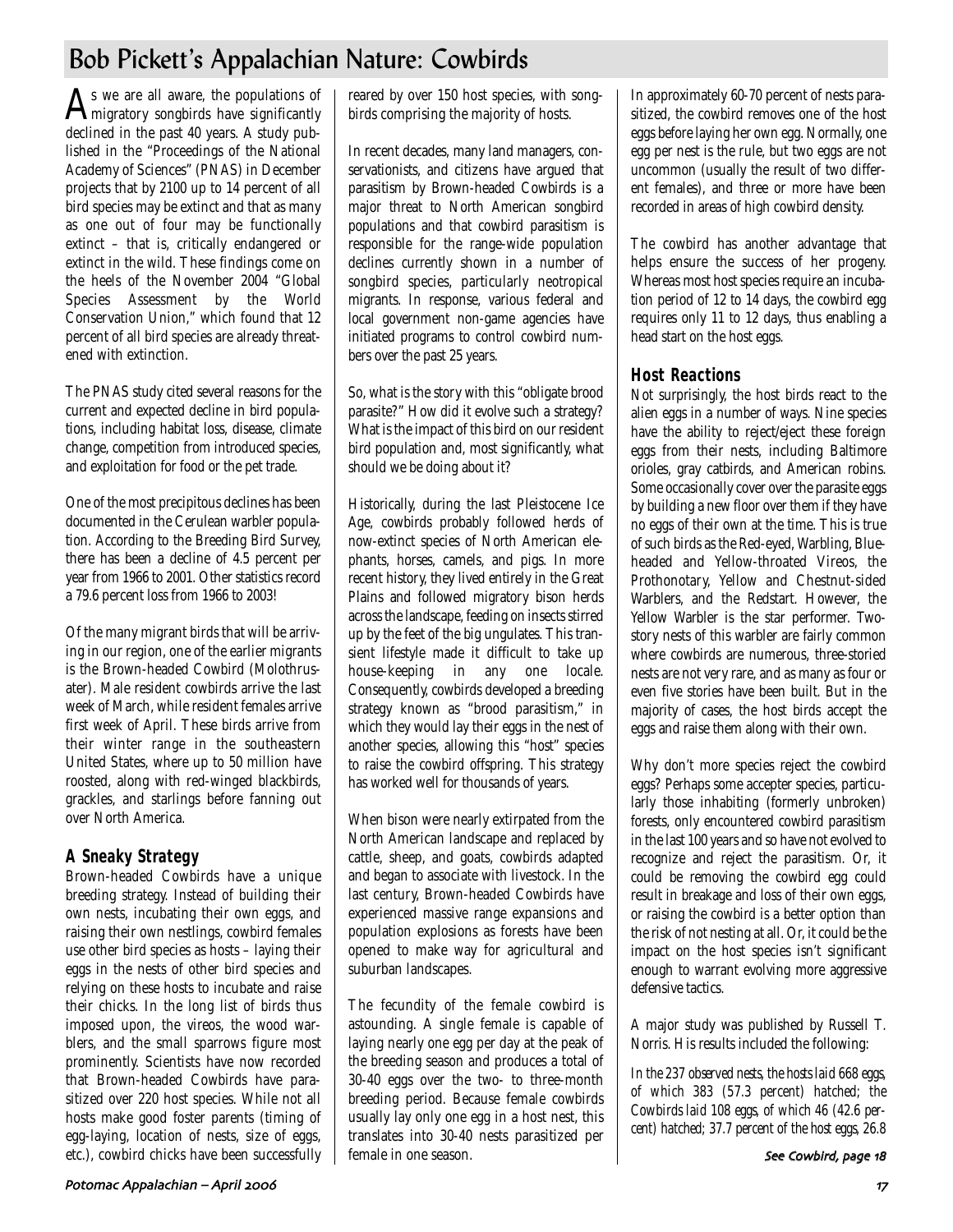# Bob Pickett's Appalachian Nature: Cowbirds

As we are all aware, the populations of migratory songbirds have significantly declined in the past 40 years. A study published in the "Proceedings of the National Academy of Sciences" (PNAS) in December projects that by 2100 up to 14 percent of all bird species may be extinct and that as many as one out of four may be functionally extinct – that is, critically endangered or extinct in the wild. These findings come on the heels of the November 2004 "Global Species Assessment by the World Conservation Union," which found that 12 percent of all bird species are already threatened with extinction.

The PNAS study cited several reasons for the current and expected decline in bird populations, including habitat loss, disease, climate change, competition from introduced species, and exploitation for food or the pet trade.

One of the most precipitous declines has been documented in the Cerulean warbler population. According to the Breeding Bird Survey, there has been a decline of 4.5 percent per year from 1966 to 2001. Other statistics record a 79.6 percent loss from 1966 to 2003!

Of the many migrant birds that will be arriving in our region, one of the earlier migrants is the Brown-headed Cowbird (Molothrusater). Male resident cowbirds arrive the last week of March, while resident females arrive first week of April. These birds arrive from their winter range in the southeastern United States, where up to 50 million have roosted, along with red-winged blackbirds, grackles, and starlings before fanning out over North America.

## A Sneaky Strategy

Brown-headed Cowbirds have a unique breeding strategy. Instead of building their own nests, incubating their own eggs, and raising their own nestlings, cowbird females use other bird species as hosts – laying their eggs in the nests of other bird species and relying on these hosts to incubate and raise their chicks. In the long list of birds thus imposed upon, the vireos, the wood warblers, and the small sparrows figure most prominently. Scientists have now recorded that Brown-headed Cowbirds have parasitized over 220 host species. While not all hosts make good foster parents (timing of egg-laying, location of nests, size of eggs, etc.), cowbird chicks have been successfully reared by over 150 host species, with songbirds comprising the majority of hosts.

In recent decades, many land managers, conservationists, and citizens have argued that parasitism by Brown-headed Cowbirds is a major threat to North American songbird populations and that cowbird parasitism is responsible for the range-wide population declines currently shown in a number of songbird species, particularly neotropical migrants. In response, various federal and local government non-game agencies have initiated programs to control cowbird numbers over the past 25 years.

So, what is the story with this "obligate brood parasite?" How did it evolve such a strategy? What is the impact of this bird on our resident bird population and, most significantly, what should we be doing about it?

Historically, during the last Pleistocene Ice Age, cowbirds probably followed herds of now-extinct species of North American elephants, horses, camels, and pigs. In more recent history, they lived entirely in the Great Plains and followed migratory bison herds across the landscape, feeding on insects stirred up by the feet of the big ungulates. This transient lifestyle made it difficult to take up house-keeping in any one locale. Consequently, cowbirds developed a breeding strategy known as "brood parasitism," in which they would lay their eggs in the nest of another species, allowing this "host" species to raise the cowbird offspring. This strategy has worked well for thousands of years.

When bison were nearly extirpated from the North American landscape and replaced by cattle, sheep, and goats, cowbirds adapted and began to associate with livestock. In the last century, Brown-headed Cowbirds have experienced massive range expansions and population explosions as forests have been opened to make way for agricultural and suburban landscapes.

The fecundity of the female cowbird is astounding. A single female is capable of laying nearly one egg per day at the peak of the breeding season and produces a total of 30-40 eggs over the two- to three-month breeding period. Because female cowbirds usually lay only one egg in a host nest, this translates into 30-40 nests parasitized per female in one season.

In approximately 60-70 percent of nests parasitized, the cowbird removes one of the host eggs before laying her own egg. Normally, one egg per nest is the rule, but two eggs are not uncommon (usually the result of two different females), and three or more have been recorded in areas of high cowbird density.

The cowbird has another advantage that helps ensure the success of her progeny. Whereas most host species require an incubation period of 12 to 14 days, the cowbird egg requires only 11 to 12 days, thus enabling a head start on the host eggs.

## Host Reactions

Not surprisingly, the host birds react to the alien eggs in a number of ways. Nine species have the ability to reject/eject these foreign eggs from their nests, including Baltimore orioles, gray catbirds, and American robins. Some occasionally cover over the parasite eggs by building a new floor over them if they have no eggs of their own at the time. This is true of such birds as the Red-eyed, Warbling, Blue-headed and Yellow-throated Vireos, the Prothonotary, Yellow and Chestnut-sided Warblers, and the Redstart. However, the Yellow Warbler is the star performer. Two-story nests of this warbler are fairly common where cowbirds are numerous, three-storied nests are not very rare, and as many as four or even five stories have been built. But in the majority of cases, the host birds accept the eggs and raise them along with their own.

Why don't more species reject the cowbird eggs? Perhaps some accepter species, particularly those inhabiting (formerly unbroken) forests, only encountered cowbird parasitism in the last 100 years and so have not evolved to recognize and reject the parasitism. Or, it could be removing the cowbird egg could result in breakage and loss of their own eggs, or raising the cowbird is a better option than the risk of not nesting at all. Or, it could be the impact on the host species isn't significant enough to warrant evolving more aggressive defensive tactics.

A major study was published by Russell T. Norris. His results included the following:

*In the 237 observed nests, the hosts laid 668 eggs, of which 383 (57.3 percent) hatched; the Cowbirds laid 108 eggs, of which 46 (42.6 percent) hatched; 37.7 percent of the host eggs, 26.8*

*See Cowbird, page 18*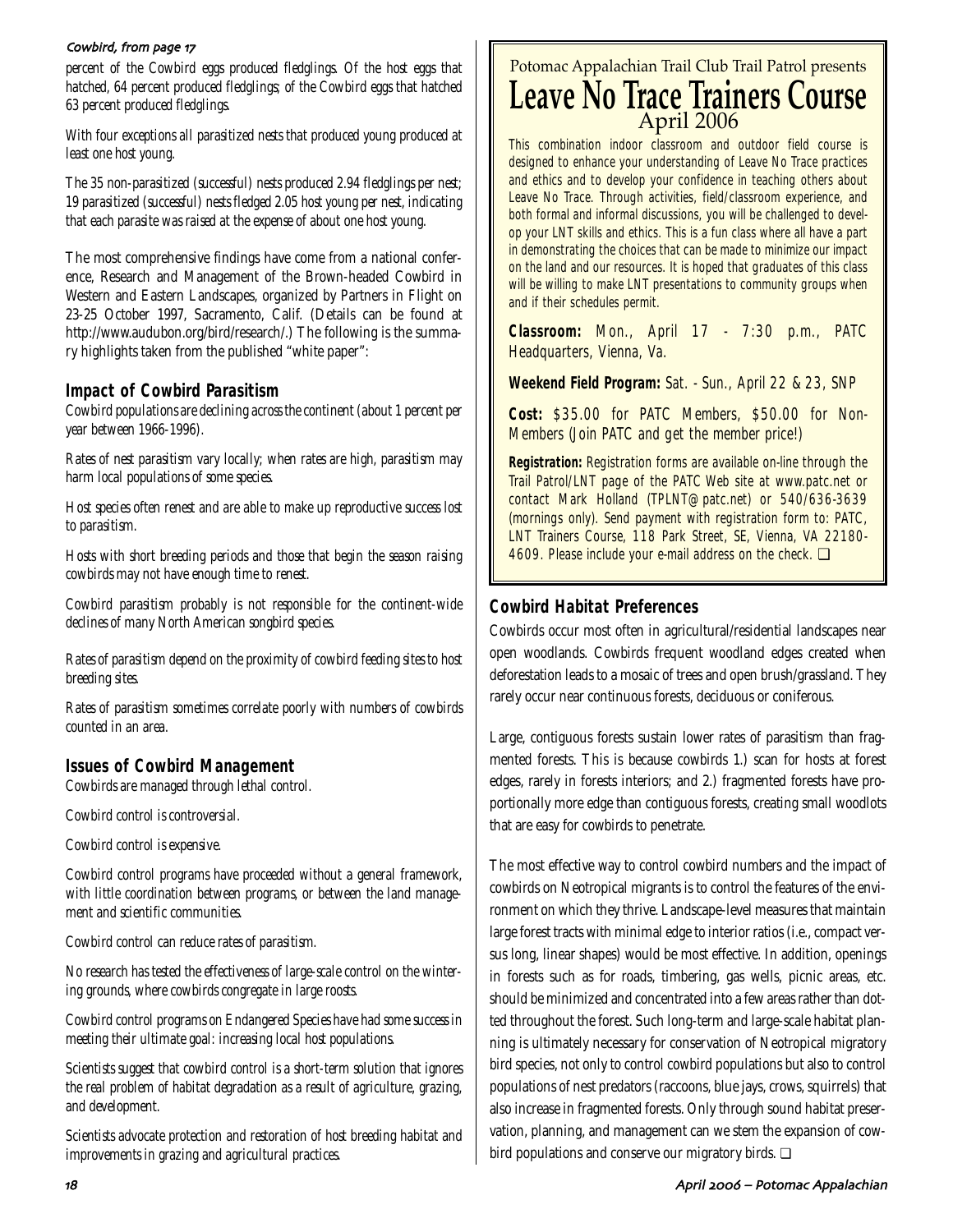*Cowbird, from page 17*

percent of the Cowbird eggs produced fledglings. Of the host eggs that hatched, 64 percent produced fledglings; of the Cowbird eggs that hatched 63 percent produced fledglings.

With four exceptions all parasitized nests that produced young produced at least one host young.

The 35 non-parasitized (successful) nests produced 2.94 fledglings per nest; 19 parasitized (successful) nests fledged 2.05 host young per nest, indicating that each parasite was raised at the expense of about one host young.

The most comprehensive findings have come from a national conference, Research and Management of the Brown-headed Cowbird in Western and Eastern Landscapes, organized by Partners in Flight on 23-25 October 1997, Sacramento, Calif. (Details can be found at http://www.audubon.org/bird/research/.) The following is the summary highlights taken from the published "white paper":

## Impact of Cowbird Parasitism

Cowbird populations are declining across the continent (about 1 percent per year between 1966-1996).

Rates of nest parasitism vary locally; when rates are high, parasitism may harm local populations of some species.

Host species often renest and are able to make up reproductive success lost to parasitism.

Hosts with short breeding periods and those that begin the season raising cowbirds may not have enough time to renest.

Cowbird parasitism probably is not responsible for the continent-wide declines of many North American songbird species.

Rates of parasitism depend on the proximity of cowbird feeding sites to host breeding sites.

Rates of parasitism sometimes correlate poorly with numbers of cowbirds counted in an area.

## Issues of Cowbird Management

Cowbirds are managed through lethal control.

Cowbird control is controversial.

Cowbird control is expensive.

Cowbird control programs have proceeded without a general framework, with little coordination between programs, or between the land management and scientific communities.

Cowbird control can reduce rates of parasitism.

No research has tested the effectiveness of large-scale control on the wintering grounds, where cowbirds congregate in large roosts.

Cowbird control programs on Endangered Species have had some success in meeting their ultimate goal: increasing local host populations.

Scientists suggest that cowbird control is a short-term solution that ignores the real problem of habitat degradation as a result of agriculture, grazing, and development.

Scientists advocate protection and restoration of host breeding habitat and improvements in grazing and agricultural practices.

---

Potomac Appalachian Trail Club Trail Patrol presents

# Leave No Trace Trainers Course

April 2006

This combination indoor classroom and outdoor field course is designed to enhance your understanding of Leave No Trace practices and ethics and to develop your confidence in teaching others about Leave No Trace. Through activities, field/classroom experience, and both formal and informal discussions, you will be challenged to develop your LNT skills and ethics. This is a fun class where all have a part in demonstrating the choices that can be made to minimize our impact on the land and our resources. It is hoped that graduates of this class will be willing to make LNT presentations to community groups when and if their schedules permit.

**Classroom:** Mon., April 17 - 7:30 p.m., PATC Headquarters, Vienna, Va.

**Weekend Field Program:** Sat. - Sun., April 22 & 23, SNP

**Cost:** $35.00 for PATC Members, $50.00 for Non-Members (Join PATC and get the member price!)

**Registration:** Registration forms are available on-line through the Trail Patrol/LNT page of the PATC Web site at www.patc.net or contact Mark Holland (TPLNT@patc.net) or 540/636-3639 (mornings only). Send payment with registration form to: PATC, LNT Trainers Course, 118 Park Street, SE, Vienna, VA 22180-4609. Please include your e-mail address on the check. ❑

---

## Cowbird Habitat Preferences

Cowbirds occur most often in agricultural/residential landscapes near open woodlands. Cowbirds frequent woodland edges created when deforestation leads to a mosaic of trees and open brush/grassland. They rarely occur near continuous forests, deciduous or coniferous.

Large, contiguous forests sustain lower rates of parasitism than fragmented forests. This is because cowbirds 1.) scan for hosts at forest edges, rarely in forests interiors; and 2.) fragmented forests have proportionally more edge than contiguous forests, creating small woodlots that are easy for cowbirds to penetrate.

The most effective way to control cowbird numbers and the impact of cowbirds on Neotropical migrants is to control the features of the environment on which they thrive. Landscape-level measures that maintain large forest tracts with minimal edge to interior ratios (i.e., compact versus long, linear shapes) would be most effective. In addition, openings in forests such as for roads, timbering, gas wells, picnic areas, etc. should be minimized and concentrated into a few areas rather than dotted throughout the forest. Such long-term and large-scale habitat planning is ultimately necessary for conservation of Neotropical migratory bird species, not only to control cowbird populations but also to control populations of nest predators (raccoons, blue jays, crows, squirrels) that also increase in fragmented forests. Only through sound habitat preservation, planning, and management can we stem the expansion of cowbird populations and conserve our migratory birds. ❑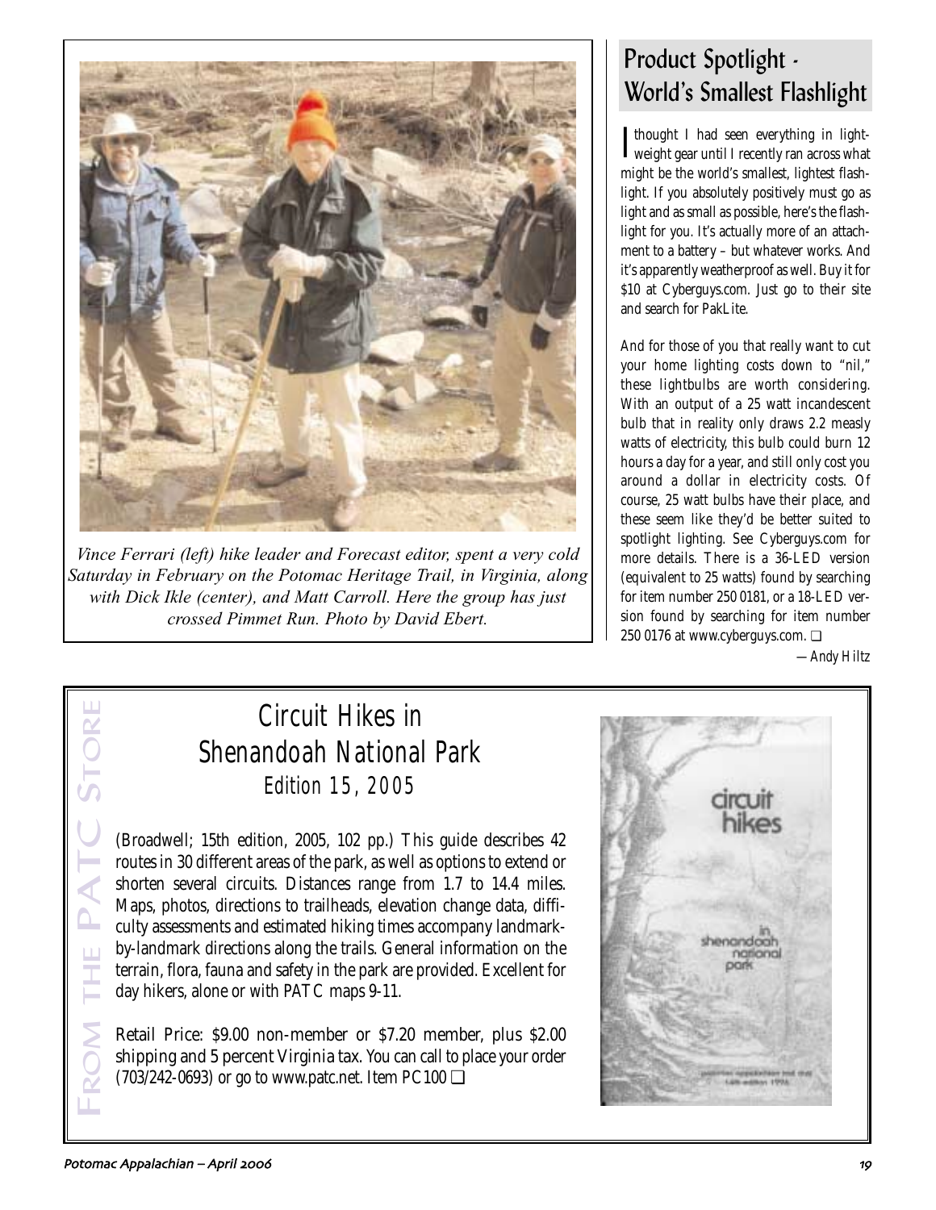*Vince Ferrari (left) hike leader and Forecast editor, spent a very cold Saturday in February on the Potomac Heritage Trail, in Virginia, along with Dick Ikle (center), and Matt Carroll. Here the group has just crossed Pimmet Run. Photo by David Ebert.*

## Product Spotlight - World's Smallest Flashlight

I thought I had seen everything in lightweight gear until I recently ran across what might be the world's smallest, lightest flashlight. If you absolutely positively must go as light and as small as possible, here's the flashlight for you. It's actually more of an attachment to a battery – but whatever works. And it's apparently weatherproof as well. Buy it for $10 at Cyberguys.com. Just go to their site and search for PakLite.

And for those of you that really want to cut your home lighting costs down to "nil," these lightbulbs are worth considering. With an output of a 25 watt incandescent bulb that in reality only draws 2.2 measly watts of electricity, this bulb could burn 12 hours a day for a year, and still only cost you around a dollar in electricity costs. Of course, 25 watt bulbs have their place, and these seem like they'd be better suited to spotlight lighting. See Cyberguys.com for more details. There is a 36-LED version (equivalent to 25 watts) found by searching for item number 250 0181, or a 18-LED version found by searching for item number 250 0176 at www.cyberguys.com. ❑

*—Andy Hiltz*

FROM THE PATC STORE

## Circuit Hikes in Shenandoah National Park

### Edition 15, 2005

(Broadwell; 15th edition, 2005, 102 pp.) This guide describes 42 routes in 30 different areas of the park, as well as options to extend or shorten several circuits. Distances range from 1.7 to 14.4 miles. Maps, photos, directions to trailheads, elevation change data, difficulty assessments and estimated hiking times accompany landmark-by-landmark directions along the trails. General information on the terrain, flora, fauna and safety in the park are provided. Excellent for day hikers, alone or with PATC maps 9-11.

Retail Price: $9.00 non-member or $7.20 member, plus $2.00 shipping and 5 percent Virginia tax. You can call to place your order (703/242-0693) or go to www.patc.net. Item PC100 ❑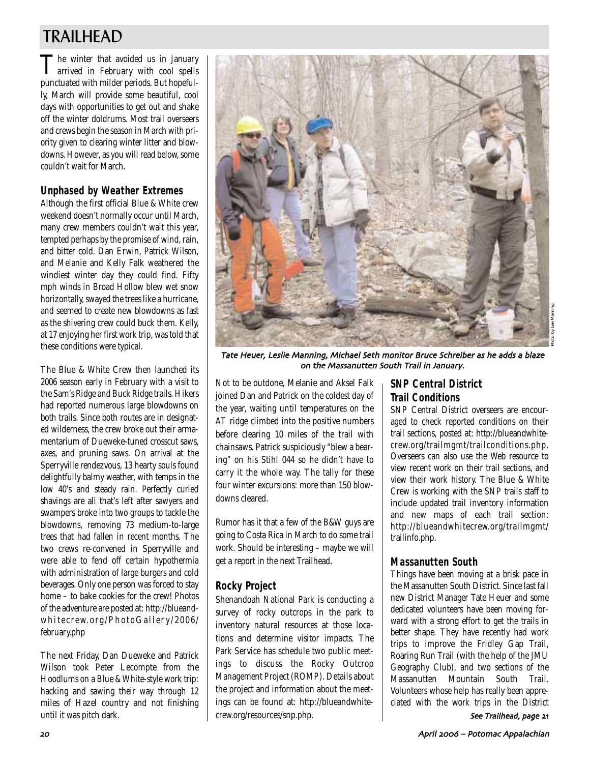# TRAILHEAD

The winter that avoided us in January arrived in February with cool spells punctuated with milder periods. But hopefully, March will provide some beautiful, cool days with opportunities to get out and shake off the winter doldrums. Most trail overseers and crews begin the season in March with priority given to clearing winter litter and blowdowns. However, as you will read below, some couldn't wait for March.

## Unphased by Weather Extremes

Although the first official Blue & White crew weekend doesn't normally occur until March, many crew members couldn't wait this year, tempted perhaps by the promise of wind, rain, and bitter cold. Dan Erwin, Patrick Wilson, and Melanie and Kelly Falk weathered the windiest winter day they could find. Fifty mph winds in Broad Hollow blew wet snow horizontally, swayed the trees like a hurricane, and seemed to create new blowdowns as fast as the shivering crew could buck them. Kelly, at 17 enjoying her first work trip, was told that these conditions were typical.

The Blue & White Crew then launched its 2006 season early in February with a visit to the Sam's Ridge and Buck Ridge trails. Hikers had reported numerous large blowdowns on both trails. Since both routes are in designated wilderness, the crew broke out their armamentarium of Dueweke-tuned crosscut saws, axes, and pruning saws. On arrival at the Sperryville rendezvous, 13 hearty souls found delightfully balmy weather, with temps in the low 40's and steady rain. Perfectly curled shavings are all that's left after sawyers and swampers broke into two groups to tackle the blowdowns, removing 73 medium-to-large trees that had fallen in recent months. The two crews re-convened in Sperryville and were able to fend off certain hypothermia with administration of large burgers and cold beverages. Only one person was forced to stay home – to bake cookies for the crew! Photos of the adventure are posted at: http://blueandwhitecrew.org/PhotoGallery/2006/february.php

The next Friday, Dan Dueweke and Patrick Wilson took Peter Lecompte from the Hoodlums on a Blue & White-style work trip: hacking and sawing their way through 12 miles of Hazel country and not finishing until it was pitch dark.

*Tate Heuer, Leslie Manning, Michael Seth monitor Bruce Schreiber as he adds a blaze on the Massanutten South Trail in January.*

Photo by Lee Manning

Not to be outdone, Melanie and Aksel Falk joined Dan and Patrick on the coldest day of the year, waiting until temperatures on the AT ridge climbed into the positive numbers before clearing 10 miles of the trail with chainsaws. Patrick suspiciously "blew a bearing" on his Stihl 044 so he didn't have to carry it the whole way. The tally for these four winter excursions: more than 150 blowdowns cleared.

Rumor has it that a few of the B&W guys are going to Costa Rica in March to do some trail work. Should be interesting – maybe we will get a report in the next Trailhead.

## Rocky Project

Shenandoah National Park is conducting a survey of rocky outcrops in the park to inventory natural resources at those locations and determine visitor impacts. The Park Service has schedule two public meetings to discuss the Rocky Outcrop Management Project (ROMP). Details about the project and information about the meetings can be found at: http://blueandwhitecrew.org/resources/snp.php.

## SNP Central District Trail Conditions

SNP Central District overseers are encouraged to check reported conditions on their trail sections, posted at: http://blueandwhitecrew.org/trailmgmt/trailconditions.php. Overseers can also use the Web resource to view recent work on their trail sections, and view their work history. The Blue & White Crew is working with the SNP trails staff to include updated trail inventory information and new maps of each trail section: http://blueandwhitecrew.org/trailmgmt/trailinfo.php.

## Massanutten South

Things have been moving at a brisk pace in the Massanutten South District. Since last fall new District Manager Tate Heuer and some dedicated volunteers have been moving forward with a strong effort to get the trails in better shape. They have recently had work trips to improve the Fridley Gap Trail, Roaring Run Trail (with the help of the JMU Geography Club), and two sections of the Massanutten Mountain South Trail. Volunteers whose help has really been appreciated with the work trips in the District

*See Trailhead, page 21*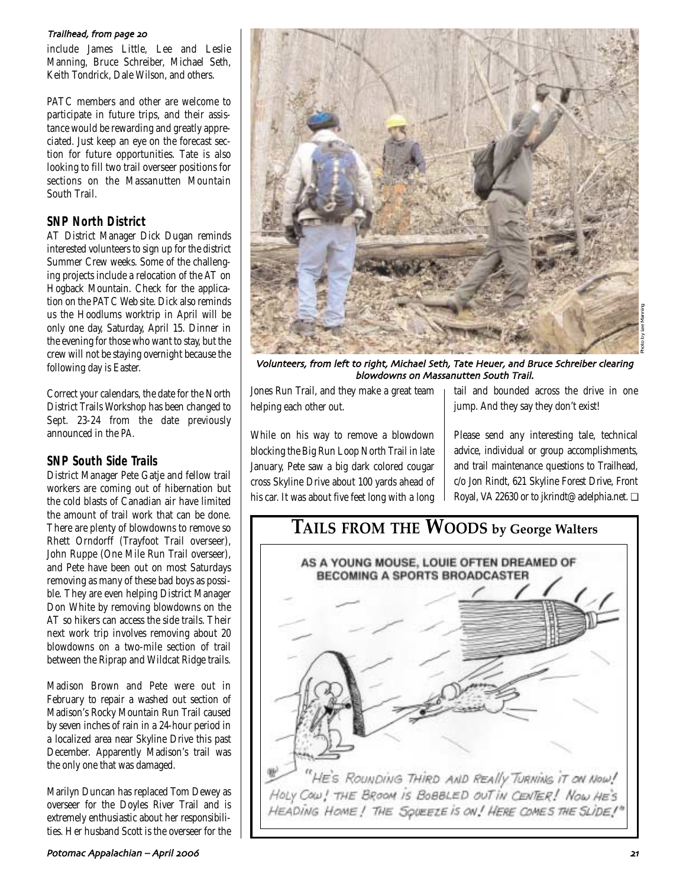*Trailhead, from page 20*

include James Little, Lee and Leslie Manning, Bruce Schreiber, Michael Seth, Keith Tondrick, Dale Wilson, and others.

PATC members and other are welcome to participate in future trips, and their assistance would be rewarding and greatly appreciated. Just keep an eye on the forecast section for future opportunities. Tate is also looking to fill two trail overseer positions for sections on the Massanutten Mountain South Trail.

### SNP North District

AT District Manager Dick Dugan reminds interested volunteers to sign up for the district Summer Crew weeks. Some of the challenging projects include a relocation of the AT on Hogback Mountain. Check for the application on the PATC Web site. Dick also reminds us the Hoodlums worktrip in April will be only one day, Saturday, April 15. Dinner in the evening for those who want to stay, but the crew will not be staying overnight because the following day is Easter.

Correct your calendars, the date for the North District Trails Workshop has been changed to Sept. 23-24 from the date previously announced in the *PA*.

### SNP South Side Trails

District Manager Pete Gatje and fellow trail workers are coming out of hibernation but the cold blasts of Canadian air have limited the amount of trail work that can be done. There are plenty of blowdowns to remove so Rhett Orndorff (Trayfoot Trail overseer), John Ruppe (One Mile Run Trail overseer), and Pete have been out on most Saturdays removing as many of these bad boys as possible. They are even helping District Manager Don White by removing blowdowns on the AT so hikers can access the side trails. Their next work trip involves removing about 20 blowdowns on a two-mile section of trail between the Riprap and Wildcat Ridge trails.

Madison Brown and Pete were out in February to repair a washed out section of Madison's Rocky Mountain Run Trail caused by seven inches of rain in a 24-hour period in a localized area near Skyline Drive this past December. Apparently Madison's trail was the only one that was damaged.

Marilyn Duncan has replaced Tom Dewey as overseer for the Doyles River Trail and is extremely enthusiastic about her responsibilities. Her husband Scott is the overseer for the Jones Run Trail, and they make a great team helping each other out.

While on his way to remove a blowdown blocking the Big Run Loop North Trail in late January, Pete saw a big dark colored cougar cross Skyline Drive about 100 yards ahead of his car. It was about five feet long with a long tail and bounded across the drive in one jump. And they say they don't exist!

Please send any interesting tale, technical advice, individual or group accomplishments, and trail maintenance questions to Trailhead, c/o Jon Rindt, 621 Skyline Forest Drive, Front Royal, VA 22630 or to jkrindt@adelphia.net. ❑

Photo by Lee Manning

*Volunteers, from left to right, Michael Seth, Tate Heuer, and Bruce Schreiber clearing blowdowns on Massanutten South Trail.*

## TAILS FROM THE WOODS by George Walters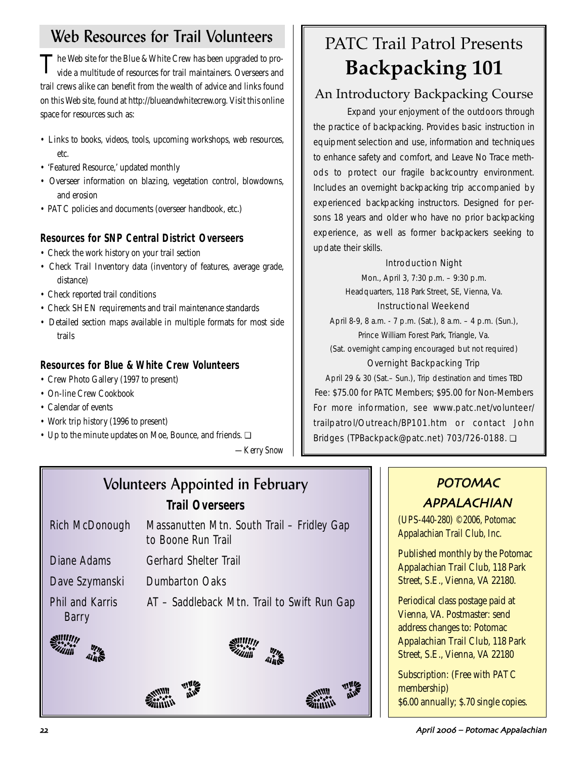## Web Resources for Trail Volunteers

The Web site for the Blue & White Crew has been upgraded to provide a multitude of resources for trail maintainers. Overseers and trail crews alike can benefit from the wealth of advice and links found on this Web site, found at http://blueandwhitecrew.org. Visit this online space for resources such as:

- Links to books, videos, tools, upcoming workshops, web resources, etc.
- 'Featured Resource,' updated monthly
- Overseer information on blazing, vegetation control, blowdowns, and erosion
- PATC policies and documents (overseer handbook, etc.)

### Resources for SNP Central District Overseers

- Check the work history on your trail section
- Check Trail Inventory data (inventory of features, average grade, distance)
- Check reported trail conditions
- Check SHEN requirements and trail maintenance standards
- Detailed section maps available in multiple formats for most side trails

### Resources for Blue & White Crew Volunteers

- Crew Photo Gallery (1997 to present)
- On-line Crew Cookbook
- Calendar of events
- Work trip history (1996 to present)
- Up to the minute updates on Moe, Bounce, and friends. ❑

—Kerry Snow

## PATC Trail Patrol Presents **Backpacking 101**

### An Introductory Backpacking Course

Expand your enjoyment of the outdoors through the practice of backpacking. Provides basic instruction in equipment selection and use, information and techniques to enhance safety and comfort, and Leave No Trace methods to protect our fragile backcountry environment. Includes an overnight backpacking trip accompanied by experienced backpacking instructors. Designed for persons 18 years and older who have no prior backpacking experience, as well as former backpackers seeking to update their skills.

Introduction Night
Mon., April 3, 7:30 p.m. – 9:30 p.m.
Headquarters, 118 Park Street, SE, Vienna, Va.

Instructional Weekend
April 8-9, 8 a.m. - 7 p.m. (Sat.), 8 a.m. – 4 p.m. (Sun.),
Prince William Forest Park, Triangle, Va.
(Sat. overnight camping encouraged but not required)

Overnight Backpacking Trip
April 29 & 30 (Sat.– Sun.), Trip destination and times TBD

Fee: $75.00 for PATC Members; $95.00 for Non-Members

For more information, see www.patc.net/volunteer/trailpatrol/Outreach/BP101.htm or contact John Bridges (TPBackpack@patc.net) 703/726-0188. ❑

## Volunteers Appointed in February

### Trail Overseers

| | |
|---|---|
| Rich McDonough | Massanutten Mtn. South Trail – Fridley Gap to Boone Run Trail |
| Diane Adams | Gerhard Shelter Trail |
| Dave Szymanski | Dumbarton Oaks |
| Phil and Karris Barry | AT – Saddleback Mtn. Trail to Swift Run Gap |

## POTOMAC APPALACHIAN

(UPS-440-280) ©2006, Potomac Appalachian Trail Club, Inc.

Published monthly by the Potomac Appalachian Trail Club, 118 Park Street, S.E., Vienna, VA 22180.

Periodical class postage paid at Vienna, VA. Postmaster: send address changes to: Potomac Appalachian Trail Club, 118 Park Street, S.E., Vienna, VA 22180

Subscription: (Free with PATC membership) $6.00 annually; $.70 single copies.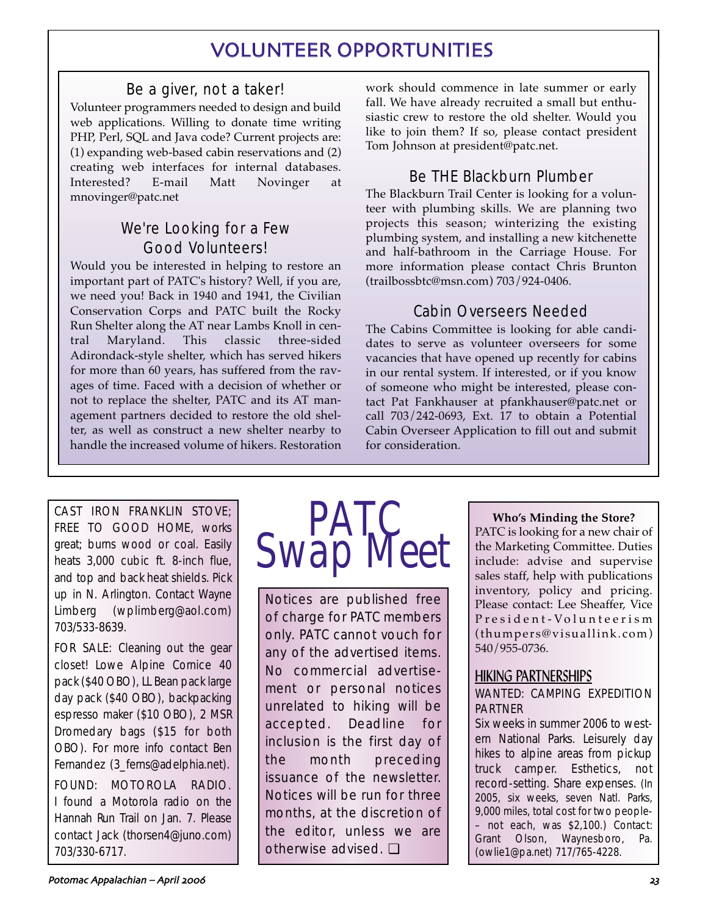# VOLUNTEER OPPORTUNITIES

## Be a giver, not a taker!

Volunteer programmers needed to design and build web applications. Willing to donate time writing PHP, Perl, SQL and Java code? Current projects are: (1) expanding web-based cabin reservations and (2) creating web interfaces for internal databases. Interested? E-mail Matt Novinger at mnovinger@patc.net

## We're Looking for a Few Good Volunteers!

Would you be interested in helping to restore an important part of PATC's history? Well, if you are, we need you! Back in 1940 and 1941, the Civilian Conservation Corps and PATC built the Rocky Run Shelter along the AT near Lambs Knoll in central Maryland. This classic three-sided Adirondack-style shelter, which has served hikers for more than 60 years, has suffered from the ravages of time. Faced with a decision of whether or not to replace the shelter, PATC and its AT management partners decided to restore the old shelter, as well as construct a new shelter nearby to handle the increased volume of hikers. Restoration work should commence in late summer or early fall. We have already recruited a small but enthusiastic crew to restore the old shelter. Would you like to join them? If so, please contact president Tom Johnson at president@patc.net.

## Be THE Blackburn Plumber

The Blackburn Trail Center is looking for a volunteer with plumbing skills. We are planning two projects this season; winterizing the existing plumbing system, and installing a new kitchenette and half-bathroom in the Carriage House. For more information please contact Chris Brunton (trailbossbtc@msn.com) 703/924-0406.

## Cabin Overseers Needed

The Cabins Committee is looking for able candidates to serve as volunteer overseers for some vacancies that have opened up recently for cabins in our rental system. If interested, or if you know of someone who might be interested, please contact Pat Fankhauser at pfankhauser@patc.net or call 703/242-0693, Ext. 17 to obtain a Potential Cabin Overseer Application to fill out and submit for consideration.

# PATC Swap Meet

Notices are published free of charge for PATC members only. PATC cannot vouch for any of the advertised items. No commercial advertisement or personal notices unrelated to hiking will be accepted. Deadline for inclusion is the first day of the month preceding issuance of the newsletter. Notices will be run for three months, at the discretion of the editor, unless we are otherwise advised. ❑

CAST IRON FRANKLIN STOVE; FREE TO GOOD HOME, works great; burns wood or coal. Easily heats 3,000 cubic ft. 8-inch flue, and top and back heat shields. Pick up in N. Arlington. Contact Wayne Limberg (wplimberg@aol.com) 703/533-8639.

FOR SALE: Cleaning out the gear closet! Lowe Alpine Cornice 40 pack ($40 OBO), LL Bean pack large day pack ($40 OBO), backpacking espresso maker ($10 OBO), 2 MSR Dromedary bags ($15 for both OBO). For more info contact Ben Fernandez (3_ferns@adelphia.net).

FOUND: MOTOROLA RADIO. I found a Motorola radio on the Hannah Run Trail on Jan. 7. Please contact Jack (thorsen4@juno.com) 703/330-6717.

**Who's Minding the Store?**

PATC is looking for a new chair of the Marketing Committee. Duties include: advise and supervise sales staff, help with publications inventory, policy and pricing. Please contact: Lee Sheaffer, Vice President-Volunteerism (thumpers@visuallink.com) 540/955-0736.

## HIKING PARTNERSHIPS

WANTED: CAMPING EXPEDITION PARTNER

Six weeks in summer 2006 to western National Parks. Leisurely day hikes to alpine areas from pickup truck camper. Esthetics, not record-setting. Share expenses. (In 2005, six weeks, seven Natl. Parks, 9,000 miles, total cost for two people-– not each, was $2,100.) Contact: Grant Olson, Waynesboro, Pa. (owlie1@pa.net) 717/765-4228.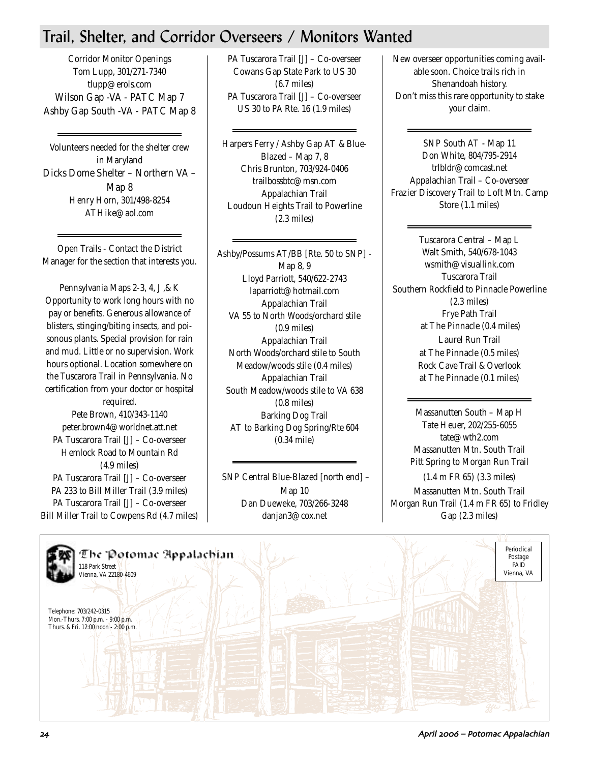## Trail, Shelter, and Corridor Overseers / Monitors Wanted

Corridor Monitor Openings
Tom Lupp, 301/271-7340
tlupp@erols.com
Wilson Gap -VA - PATC Map 7
Ashby Gap South -VA - PATC Map 8

---

Volunteers needed for the shelter crew in Maryland
Dicks Dome Shelter – Northern VA – Map 8
Henry Horn, 301/498-8254
ATHike@aol.com

---

Open Trails - Contact the District Manager for the section that interests you.

Pennsylvania Maps 2-3, 4, J ,& K
Opportunity to work long hours with no pay or benefits. Generous allowance of blisters, stinging/biting insects, and poisonous plants. Special provision for rain and mud. Little or no supervision. Work hours optional. Location somewhere on the Tuscarora Trail in Pennsylvania. No certification from your doctor or hospital required.
Pete Brown, 410/343-1140
peter.brown4@worldnet.att.net
PA Tuscarora Trail [J] – Co-overseer
Hemlock Road to Mountain Rd (4.9 miles)
PA Tuscarora Trail [J] – Co-overseer
PA 233 to Bill Miller Trail (3.9 miles)
PA Tuscarora Trail [J] – Co-overseer
Bill Miller Trail to Cowpens Rd (4.7 miles)
PA Tuscarora Trail [J] – Co-overseer
Cowans Gap State Park to US 30 (6.7 miles)
PA Tuscarora Trail [J] – Co-overseer
US 30 to PA Rte. 16 (1.9 miles)

---

Harpers Ferry / Ashby Gap AT & Blue-Blazed – Map 7, 8
Chris Brunton, 703/924-0406
trailbossbtc@msn.com
Appalachian Trail
Loudoun Heights Trail to Powerline (2.3 miles)

---

Ashby/Possums AT/BB [Rte. 50 to SNP] - Map 8, 9
Lloyd Parriott, 540/622-2743
laparriott@hotmail.com
Appalachian Trail
VA 55 to North Woods/orchard stile (0.9 miles)
Appalachian Trail
North Woods/orchard stile to South Meadow/woods stile (0.4 miles)
Appalachian Trail
South Meadow/woods stile to VA 638 (0.8 miles)
Barking Dog Trail
AT to Barking Dog Spring/Rte 604 (0.34 mile)

---

SNP Central Blue-Blazed [north end] – Map 10
Dan Dueweke, 703/266-3248
danjan3@cox.net
New overseer opportunities coming available soon. Choice trails rich in Shenandoah history.
Don't miss this rare opportunity to stake your claim.

---

SNP South AT - Map 11
Don White, 804/795-2914
trlbldr@comcast.net
Appalachian Trail – Co-overseer
Frazier Discovery Trail to Loft Mtn. Camp Store (1.1 miles)

---

Tuscarora Central – Map L
Walt Smith, 540/678-1043
wsmith@visuallink.com
Tuscarora Trail
Southern Rockfield to Pinnacle Powerline (2.3 miles)
Frye Path Trail
at The Pinnacle (0.4 miles)
Laurel Run Trail
at The Pinnacle (0.5 miles)
Rock Cave Trail & Overlook
at The Pinnacle (0.1 miles)

---

Massanutten South – Map H
Tate Heuer, 202/255-6055
tate@wth2.com
Massanutten Mtn. South Trail
Pitt Spring to Morgan Run Trail (1.4 m FR 65) (3.3 miles)
Massanutten Mtn. South Trail
Morgan Run Trail (1.4 m FR 65) to Fridley Gap (2.3 miles)

---

The Potomac Appalachian
118 Park Street
Vienna, VA 22180-4609

Telephone: 703/242-0315
Mon.-Thurs. 7:00 p.m. - 9:00 p.m.
Thurs. & Fri. 12:00 noon - 2:00 p.m.

Periodical Postage PAID Vienna, VA